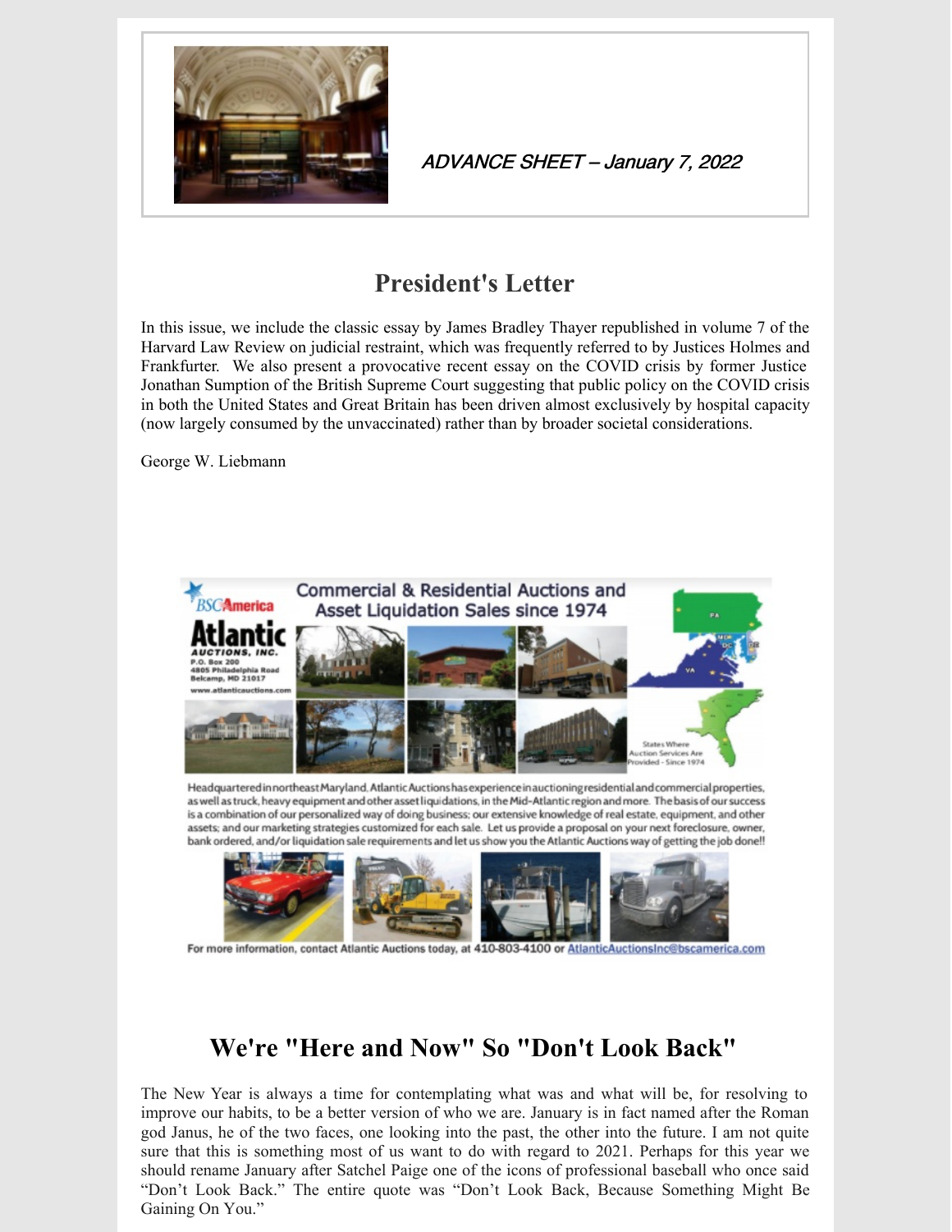*ADVANCE SHEET – January 7, 2022*

## President's Letter

In this issue, we include the classic essay by James Bradley Thayer republished in volume 7 of the Harvard Law Review on judicial restraint, which was frequently referred to by Justices Holmes and Frankfurter. We also present a provocative recent essay on the COVID crisis by former Justice Jonathan Sumption of the British Supreme Court suggesting that public policy on the COVID crisis in both the United States and Great Britain has been driven almost exclusively by hospital capacity (now largely consumed by the unvaccinated) rather than by broader societal considerations.

George W. Liebmann

BSCAmerica

**Atlantic Auctions, Inc.**
P.O. Box 200
4805 Philadelphia Road
Belcamp, MD 21017
www.atlanticauctions.com

**Commercial & Residential Auctions and Asset Liquidation Sales since 1974**

States Where Auction Services Are Provided - Since 1974

Headquartered in northeast Maryland, Atlantic Auctions has experience in auctioning residential and commercial properties, as well as truck, heavy equipment and other asset liquidations, in the Mid-Atlantic region and more. The basis of our success is a combination of our personalized way of doing business; our extensive knowledge of real estate, equipment, and other assets; and our marketing strategies customized for each sale. Let us provide a proposal on your next foreclosure, owner, bank ordered, and/or liquidation sale requirements and let us show you the Atlantic Auctions way of getting the job done!!

For more information, contact Atlantic Auctions today, at 410-803-4100 or AtlanticAuctionsInc@bscamerica.com

## We're "Here and Now" So "Don't Look Back"

The New Year is always a time for contemplating what was and what will be, for resolving to improve our habits, to be a better version of who we are. January is in fact named after the Roman god Janus, he of the two faces, one looking into the past, the other into the future. I am not quite sure that this is something most of us want to do with regard to 2021. Perhaps for this year we should rename January after Satchel Paige one of the icons of professional baseball who once said "Don't Look Back." The entire quote was "Don't Look Back, Because Something Might Be Gaining On You."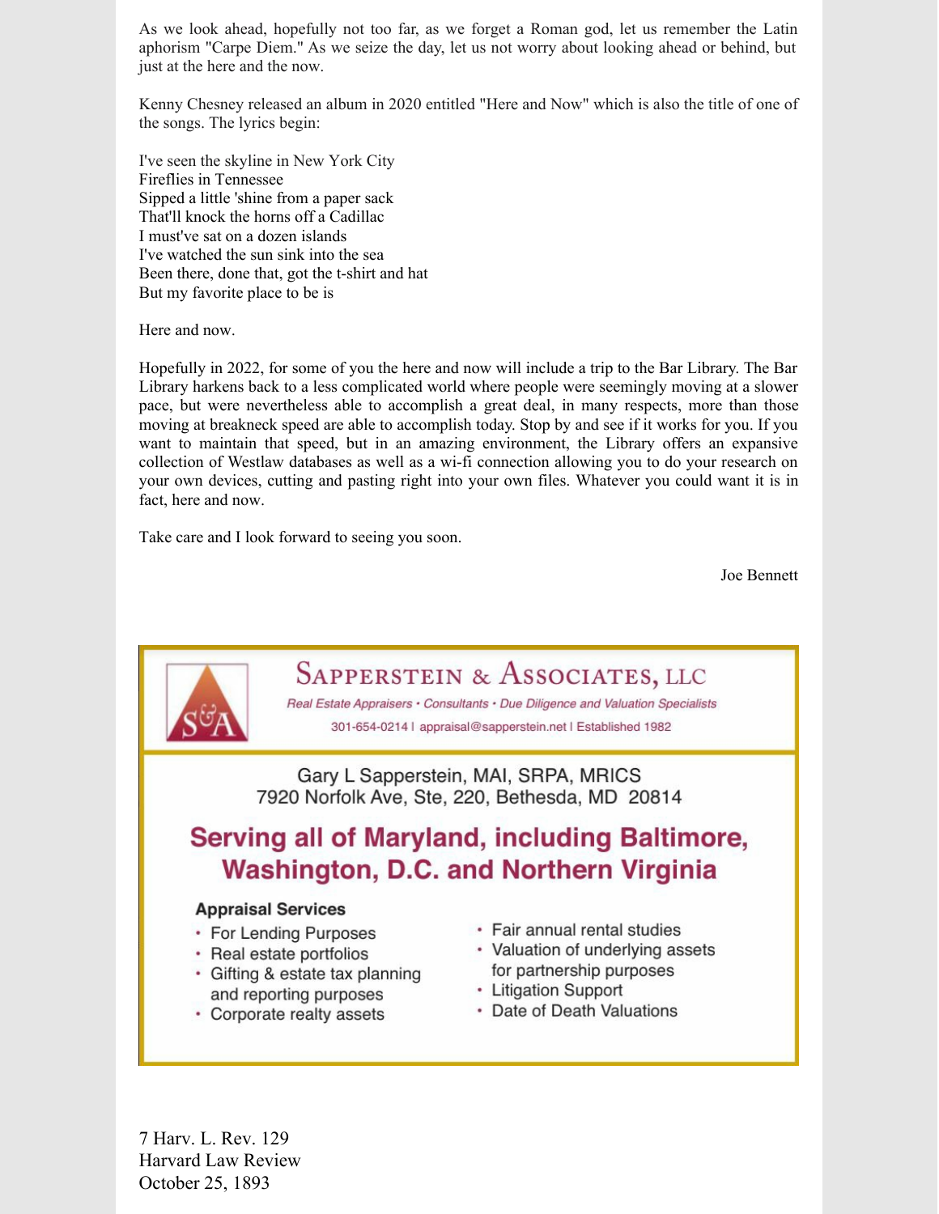As we look ahead, hopefully not too far, as we forget a Roman god, let us remember the Latin aphorism "Carpe Diem." As we seize the day, let us not worry about looking ahead or behind, but just at the here and the now.

Kenny Chesney released an album in 2020 entitled "Here and Now" which is also the title of one of the songs. The lyrics begin:

I've seen the skyline in New York City
Fireflies in Tennessee
Sipped a little 'shine from a paper sack
That'll knock the horns off a Cadillac
I must've sat on a dozen islands
I've watched the sun sink into the sea
Been there, done that, got the t-shirt and hat
But my favorite place to be is

Here and now.

Hopefully in 2022, for some of you the here and now will include a trip to the Bar Library. The Bar Library harkens back to a less complicated world where people were seemingly moving at a slower pace, but were nevertheless able to accomplish a great deal, in many respects, more than those moving at breakneck speed are able to accomplish today. Stop by and see if it works for you. If you want to maintain that speed, but in an amazing environment, the Library offers an expansive collection of Westlaw databases as well as a wi-fi connection allowing you to do your research on your own devices, cutting and pasting right into your own files. Whatever you could want it is in fact, here and now.

Take care and I look forward to seeing you soon.

Joe Bennett

---

**Sapperstein & Associates, LLC**

*Real Estate Appraisers • Consultants • Due Diligence and Valuation Specialists*

301-654-0214 | appraisal@sapperstein.net | Established 1982

Gary L Sapperstein, MAI, SRPA, MRICS
7920 Norfolk Ave, Ste, 220, Bethesda, MD 20814

**Serving all of Maryland, including Baltimore, Washington, D.C. and Northern Virginia**

**Appraisal Services**

- For Lending Purposes
- Real estate portfolios
- Gifting & estate tax planning and reporting purposes
- Corporate realty assets
- Fair annual rental studies
- Valuation of underlying assets for partnership purposes
- Litigation Support
- Date of Death Valuations

---

7 Harv. L. Rev. 129
Harvard Law Review
October 25, 1893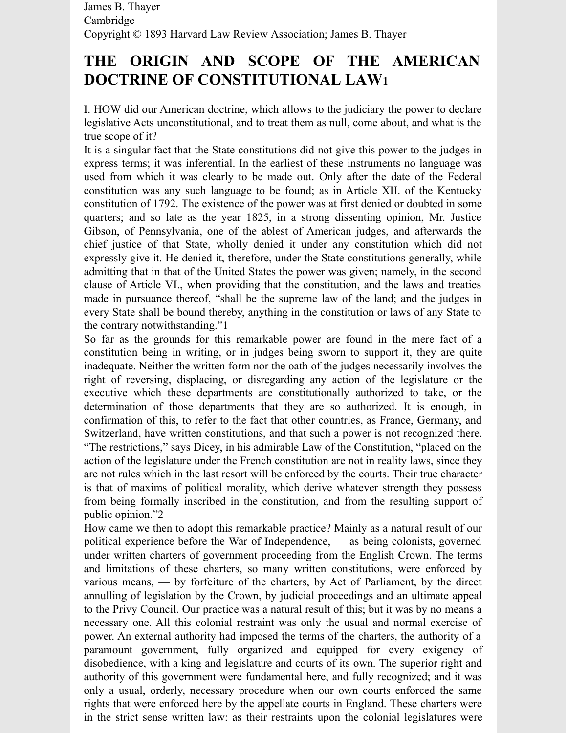James B. Thayer
Cambridge
Copyright © 1893 Harvard Law Review Association; James B. Thayer

# THE ORIGIN AND SCOPE OF THE AMERICAN DOCTRINE OF CONSTITUTIONAL LAW[1]

I. HOW did our American doctrine, which allows to the judiciary the power to declare legislative Acts unconstitutional, and to treat them as null, come about, and what is the true scope of it?

It is a singular fact that the State constitutions did not give this power to the judges in express terms; it was inferential. In the earliest of these instruments no language was used from which it was clearly to be made out. Only after the date of the Federal constitution was any such language to be found; as in Article XII. of the Kentucky constitution of 1792. The existence of the power was at first denied or doubted in some quarters; and so late as the year 1825, in a strong dissenting opinion, Mr. Justice Gibson, of Pennsylvania, one of the ablest of American judges, and afterwards the chief justice of that State, wholly denied it under any constitution which did not expressly give it. He denied it, therefore, under the State constitutions generally, while admitting that in that of the United States the power was given; namely, in the second clause of Article VI., when providing that the constitution, and the laws and treaties made in pursuance thereof, "shall be the supreme law of the land; and the judges in every State shall be bound thereby, anything in the constitution or laws of any State to the contrary notwithstanding."[1]

So far as the grounds for this remarkable power are found in the mere fact of a constitution being in writing, or in judges being sworn to support it, they are quite inadequate. Neither the written form nor the oath of the judges necessarily involves the right of reversing, displacing, or disregarding any action of the legislature or the executive which these departments are constitutionally authorized to take, or the determination of those departments that they are so authorized. It is enough, in confirmation of this, to refer to the fact that other countries, as France, Germany, and Switzerland, have written constitutions, and that such a power is not recognized there. "The restrictions," says Dicey, in his admirable Law of the Constitution, "placed on the action of the legislature under the French constitution are not in reality laws, since they are not rules which in the last resort will be enforced by the courts. Their true character is that of maxims of political morality, which derive whatever strength they possess from being formally inscribed in the constitution, and from the resulting support of public opinion."[2]

How came we then to adopt this remarkable practice? Mainly as a natural result of our political experience before the War of Independence, — as being colonists, governed under written charters of government proceeding from the English Crown. The terms and limitations of these charters, so many written constitutions, were enforced by various means, — by forfeiture of the charters, by Act of Parliament, by the direct annulling of legislation by the Crown, by judicial proceedings and an ultimate appeal to the Privy Council. Our practice was a natural result of this; but it was by no means a necessary one. All this colonial restraint was only the usual and normal exercise of power. An external authority had imposed the terms of the charters, the authority of a paramount government, fully organized and equipped for every exigency of disobedience, with a king and legislature and courts of its own. The superior right and authority of this government were fundamental here, and fully recognized; and it was only a usual, orderly, necessary procedure when our own courts enforced the same rights that were enforced here by the appellate courts in England. These charters were in the strict sense written law: as their restraints upon the colonial legislatures were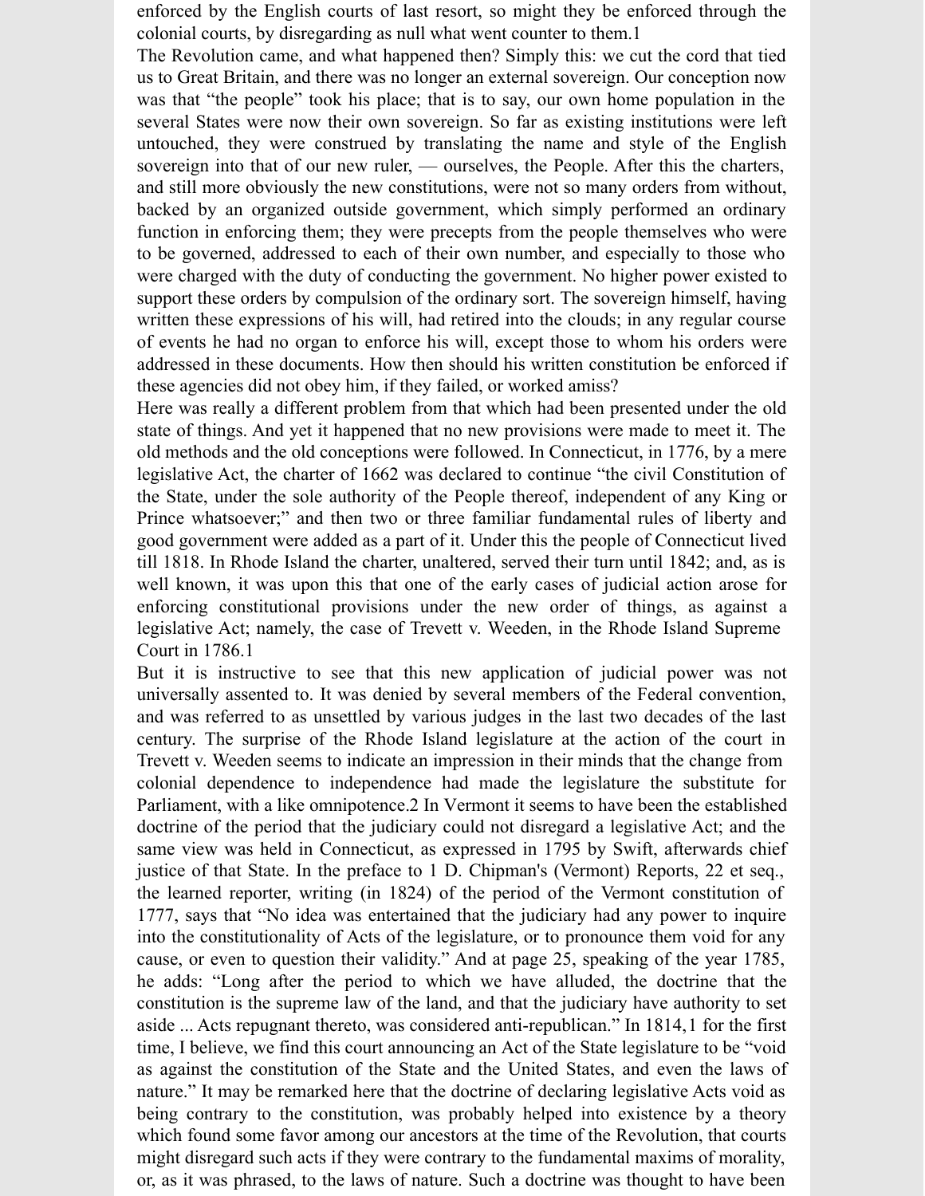enforced by the English courts of last resort, so might they be enforced through the colonial courts, by disregarding as null what went counter to them.[1]

The Revolution came, and what happened then? Simply this: we cut the cord that tied us to Great Britain, and there was no longer an external sovereign. Our conception now was that "the people" took his place; that is to say, our own home population in the several States were now their own sovereign. So far as existing institutions were left untouched, they were construed by translating the name and style of the English sovereign into that of our new ruler, — ourselves, the People. After this the charters, and still more obviously the new constitutions, were not so many orders from without, backed by an organized outside government, which simply performed an ordinary function in enforcing them; they were precepts from the people themselves who were to be governed, addressed to each of their own number, and especially to those who were charged with the duty of conducting the government. No higher power existed to support these orders by compulsion of the ordinary sort. The sovereign himself, having written these expressions of his will, had retired into the clouds; in any regular course of events he had no organ to enforce his will, except those to whom his orders were addressed in these documents. How then should his written constitution be enforced if these agencies did not obey him, if they failed, or worked amiss?

Here was really a different problem from that which had been presented under the old state of things. And yet it happened that no new provisions were made to meet it. The old methods and the old conceptions were followed. In Connecticut, in 1776, by a mere legislative Act, the charter of 1662 was declared to continue "the civil Constitution of the State, under the sole authority of the People thereof, independent of any King or Prince whatsoever;" and then two or three familiar fundamental rules of liberty and good government were added as a part of it. Under this the people of Connecticut lived till 1818. In Rhode Island the charter, unaltered, served their turn until 1842; and, as is well known, it was upon this that one of the early cases of judicial action arose for enforcing constitutional provisions under the new order of things, as against a legislative Act; namely, the case of Trevett v. Weeden, in the Rhode Island Supreme Court in 1786.[1]

But it is instructive to see that this new application of judicial power was not universally assented to. It was denied by several members of the Federal convention, and was referred to as unsettled by various judges in the last two decades of the last century. The surprise of the Rhode Island legislature at the action of the court in Trevett v. Weeden seems to indicate an impression in their minds that the change from colonial dependence to independence had made the legislature the substitute for Parliament, with a like omnipotence.[2] In Vermont it seems to have been the established doctrine of the period that the judiciary could not disregard a legislative Act; and the same view was held in Connecticut, as expressed in 1795 by Swift, afterwards chief justice of that State. In the preface to 1 D. Chipman's (Vermont) Reports, 22 et seq., the learned reporter, writing (in 1824) of the period of the Vermont constitution of 1777, says that "No idea was entertained that the judiciary had any power to inquire into the constitutionality of Acts of the legislature, or to pronounce them void for any cause, or even to question their validity." And at page 25, speaking of the year 1785, he adds: "Long after the period to which we have alluded, the doctrine that the constitution is the supreme law of the land, and that the judiciary have authority to set aside ... Acts repugnant thereto, was considered anti-republican." In 1814,[1] for the first time, I believe, we find this court announcing an Act of the State legislature to be "void as against the constitution of the State and the United States, and even the laws of nature." It may be remarked here that the doctrine of declaring legislative Acts void as being contrary to the constitution, was probably helped into existence by a theory which found some favor among our ancestors at the time of the Revolution, that courts might disregard such acts if they were contrary to the fundamental maxims of morality, or, as it was phrased, to the laws of nature. Such a doctrine was thought to have been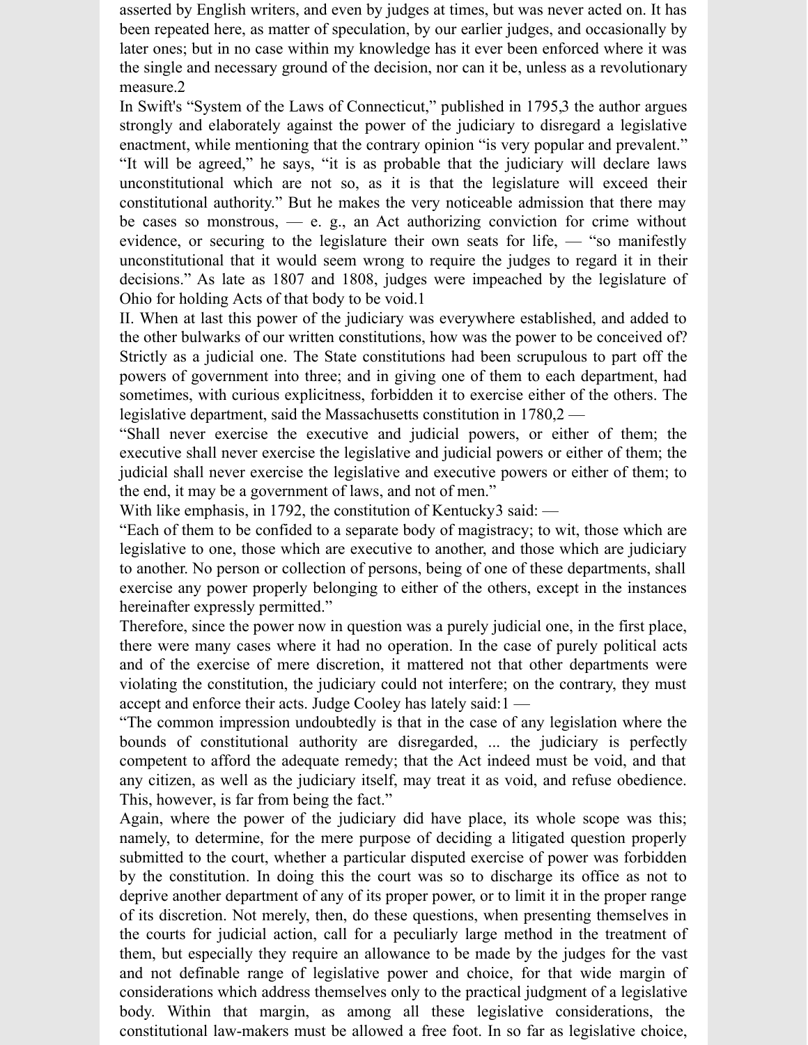asserted by English writers, and even by judges at times, but was never acted on. It has been repeated here, as matter of speculation, by our earlier judges, and occasionally by later ones; but in no case within my knowledge has it ever been enforced where it was the single and necessary ground of the decision, nor can it be, unless as a revolutionary measure.[2]

In Swift's "System of the Laws of Connecticut," published in 1795,[3] the author argues strongly and elaborately against the power of the judiciary to disregard a legislative enactment, while mentioning that the contrary opinion "is very popular and prevalent." "It will be agreed," he says, "it is as probable that the judiciary will declare laws unconstitutional which are not so, as it is that the legislature will exceed their constitutional authority." But he makes the very noticeable admission that there may be cases so monstrous, — e. g., an Act authorizing conviction for crime without evidence, or securing to the legislature their own seats for life, — "so manifestly unconstitutional that it would seem wrong to require the judges to regard it in their decisions." As late as 1807 and 1808, judges were impeached by the legislature of Ohio for holding Acts of that body to be void.[1]

II. When at last this power of the judiciary was everywhere established, and added to the other bulwarks of our written constitutions, how was the power to be conceived of? Strictly as a judicial one. The State constitutions had been scrupulous to part off the powers of government into three; and in giving one of them to each department, had sometimes, with curious explicitness, forbidden it to exercise either of the others. The legislative department, said the Massachusetts constitution in 1780,[2] —

"Shall never exercise the executive and judicial powers, or either of them; the executive shall never exercise the legislative and judicial powers or either of them; the judicial shall never exercise the legislative and executive powers or either of them; to the end, it may be a government of laws, and not of men."

With like emphasis, in 1792, the constitution of Kentucky[3] said: —

"Each of them to be confided to a separate body of magistracy; to wit, those which are legislative to one, those which are executive to another, and those which are judiciary to another. No person or collection of persons, being of one of these departments, shall exercise any power properly belonging to either of the others, except in the instances hereinafter expressly permitted."

Therefore, since the power now in question was a purely judicial one, in the first place, there were many cases where it had no operation. In the case of purely political acts and of the exercise of mere discretion, it mattered not that other departments were violating the constitution, the judiciary could not interfere; on the contrary, they must accept and enforce their acts. Judge Cooley has lately said:[1] —

"The common impression undoubtedly is that in the case of any legislation where the bounds of constitutional authority are disregarded, ... the judiciary is perfectly competent to afford the adequate remedy; that the Act indeed must be void, and that any citizen, as well as the judiciary itself, may treat it as void, and refuse obedience. This, however, is far from being the fact."

Again, where the power of the judiciary did have place, its whole scope was this; namely, to determine, for the mere purpose of deciding a litigated question properly submitted to the court, whether a particular disputed exercise of power was forbidden by the constitution. In doing this the court was so to discharge its office as not to deprive another department of any of its proper power, or to limit it in the proper range of its discretion. Not merely, then, do these questions, when presenting themselves in the courts for judicial action, call for a peculiarly large method in the treatment of them, but especially they require an allowance to be made by the judges for the vast and not definable range of legislative power and choice, for that wide margin of considerations which address themselves only to the practical judgment of a legislative body. Within that margin, as among all these legislative considerations, the constitutional law-makers must be allowed a free foot. In so far as legislative choice,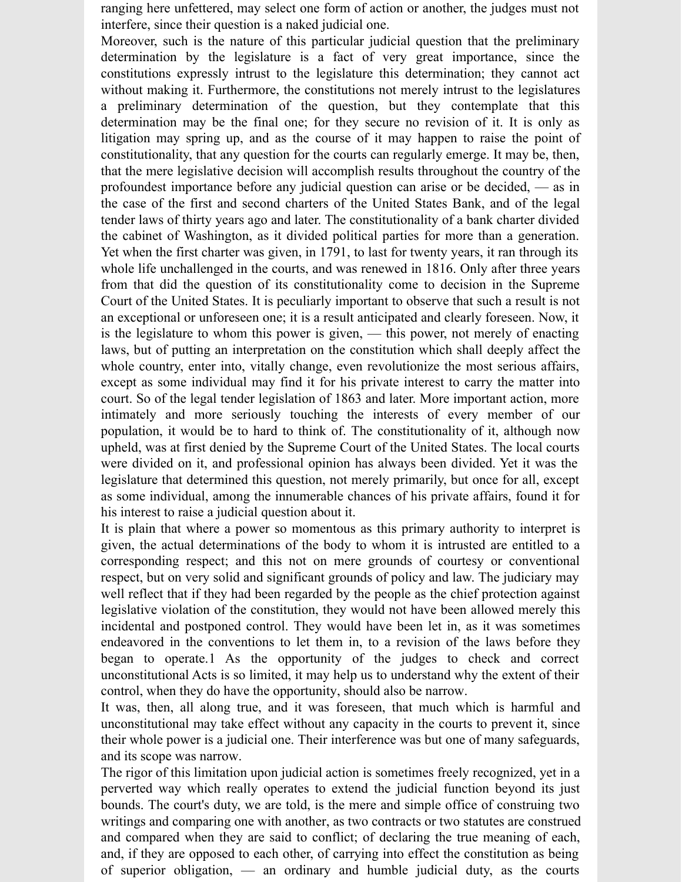ranging here unfettered, may select one form of action or another, the judges must not interfere, since their question is a naked judicial one.

Moreover, such is the nature of this particular judicial question that the preliminary determination by the legislature is a fact of very great importance, since the constitutions expressly intrust to the legislature this determination; they cannot act without making it. Furthermore, the constitutions not merely intrust to the legislatures a preliminary determination of the question, but they contemplate that this determination may be the final one; for they secure no revision of it. It is only as litigation may spring up, and as the course of it may happen to raise the point of constitutionality, that any question for the courts can regularly emerge. It may be, then, that the mere legislative decision will accomplish results throughout the country of the profoundest importance before any judicial question can arise or be decided, — as in the case of the first and second charters of the United States Bank, and of the legal tender laws of thirty years ago and later. The constitutionality of a bank charter divided the cabinet of Washington, as it divided political parties for more than a generation. Yet when the first charter was given, in 1791, to last for twenty years, it ran through its whole life unchallenged in the courts, and was renewed in 1816. Only after three years from that did the question of its constitutionality come to decision in the Supreme Court of the United States. It is peculiarly important to observe that such a result is not an exceptional or unforeseen one; it is a result anticipated and clearly foreseen. Now, it is the legislature to whom this power is given, — this power, not merely of enacting laws, but of putting an interpretation on the constitution which shall deeply affect the whole country, enter into, vitally change, even revolutionize the most serious affairs, except as some individual may find it for his private interest to carry the matter into court. So of the legal tender legislation of 1863 and later. More important action, more intimately and more seriously touching the interests of every member of our population, it would be to hard to think of. The constitutionality of it, although now upheld, was at first denied by the Supreme Court of the United States. The local courts were divided on it, and professional opinion has always been divided. Yet it was the legislature that determined this question, not merely primarily, but once for all, except as some individual, among the innumerable chances of his private affairs, found it for his interest to raise a judicial question about it.

It is plain that where a power so momentous as this primary authority to interpret is given, the actual determinations of the body to whom it is intrusted are entitled to a corresponding respect; and this not on mere grounds of courtesy or conventional respect, but on very solid and significant grounds of policy and law. The judiciary may well reflect that if they had been regarded by the people as the chief protection against legislative violation of the constitution, they would not have been allowed merely this incidental and postponed control. They would have been let in, as it was sometimes endeavored in the conventions to let them in, to a revision of the laws before they began to operate.[1] As the opportunity of the judges to check and correct unconstitutional Acts is so limited, it may help us to understand why the extent of their control, when they do have the opportunity, should also be narrow.

It was, then, all along true, and it was foreseen, that much which is harmful and unconstitutional may take effect without any capacity in the courts to prevent it, since their whole power is a judicial one. Their interference was but one of many safeguards, and its scope was narrow.

The rigor of this limitation upon judicial action is sometimes freely recognized, yet in a perverted way which really operates to extend the judicial function beyond its just bounds. The court's duty, we are told, is the mere and simple office of construing two writings and comparing one with another, as two contracts or two statutes are construed and compared when they are said to conflict; of declaring the true meaning of each, and, if they are opposed to each other, of carrying into effect the constitution as being of superior obligation, — an ordinary and humble judicial duty, as the courts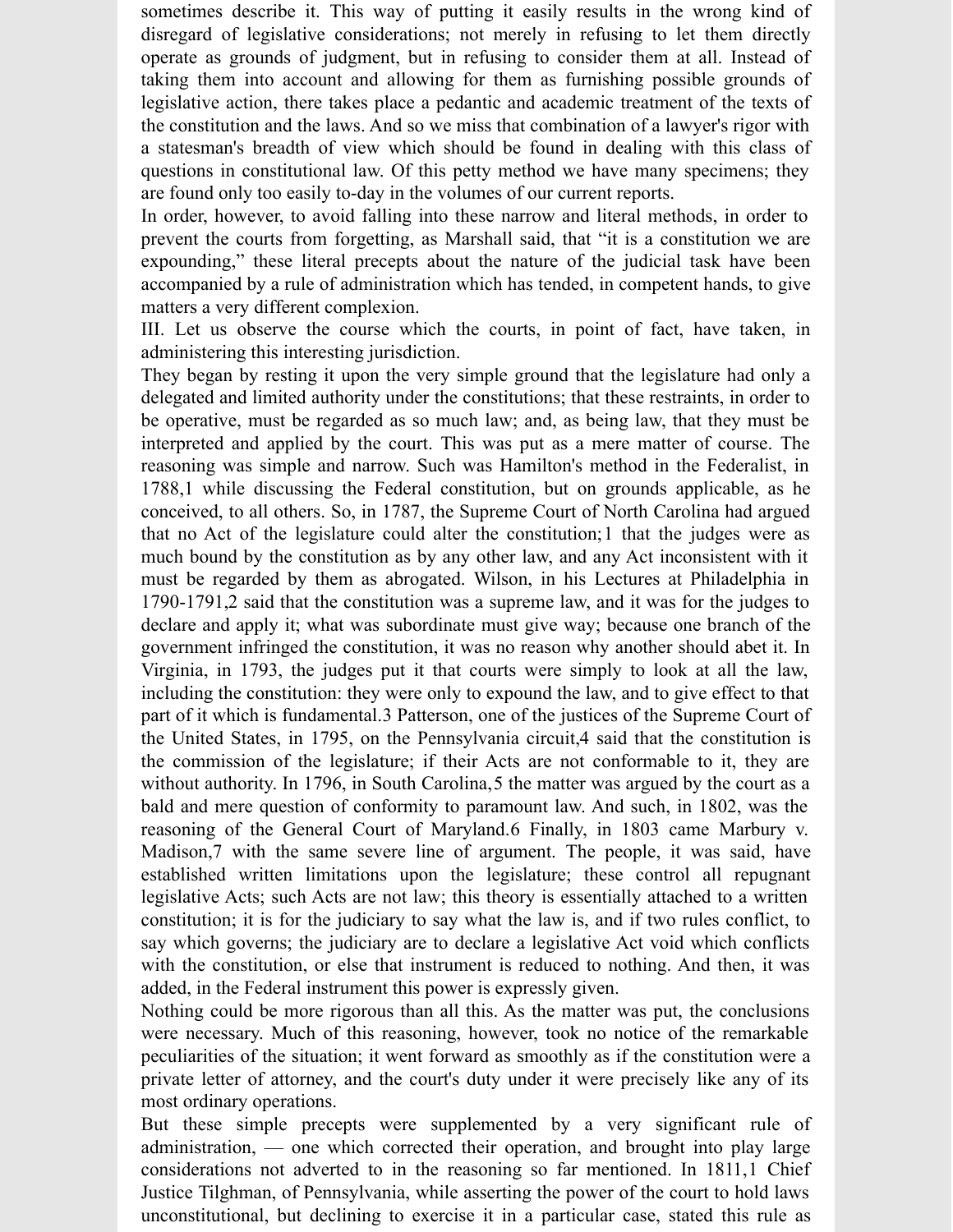sometimes describe it. This way of putting it easily results in the wrong kind of disregard of legislative considerations; not merely in refusing to let them directly operate as grounds of judgment, but in refusing to consider them at all. Instead of taking them into account and allowing for them as furnishing possible grounds of legislative action, there takes place a pedantic and academic treatment of the texts of the constitution and the laws. And so we miss that combination of a lawyer's rigor with a statesman's breadth of view which should be found in dealing with this class of questions in constitutional law. Of this petty method we have many specimens; they are found only too easily to-day in the volumes of our current reports.

In order, however, to avoid falling into these narrow and literal methods, in order to prevent the courts from forgetting, as Marshall said, that "it is a constitution we are expounding," these literal precepts about the nature of the judicial task have been accompanied by a rule of administration which has tended, in competent hands, to give matters a very different complexion.

III. Let us observe the course which the courts, in point of fact, have taken, in administering this interesting jurisdiction.

They began by resting it upon the very simple ground that the legislature had only a delegated and limited authority under the constitutions; that these restraints, in order to be operative, must be regarded as so much law; and, as being law, that they must be interpreted and applied by the court. This was put as a mere matter of course. The reasoning was simple and narrow. Such was Hamilton's method in the Federalist, in 1788,[1] while discussing the Federal constitution, but on grounds applicable, as he conceived, to all others. So, in 1787, the Supreme Court of North Carolina had argued that no Act of the legislature could alter the constitution;[1] that the judges were as much bound by the constitution as by any other law, and any Act inconsistent with it must be regarded by them as abrogated. Wilson, in his Lectures at Philadelphia in 1790-1791,[2] said that the constitution was a supreme law, and it was for the judges to declare and apply it; what was subordinate must give way; because one branch of the government infringed the constitution, it was no reason why another should abet it. In Virginia, in 1793, the judges put it that courts were simply to look at all the law, including the constitution: they were only to expound the law, and to give effect to that part of it which is fundamental.[3] Patterson, one of the justices of the Supreme Court of the United States, in 1795, on the Pennsylvania circuit,[4] said that the constitution is the commission of the legislature; if their Acts are not conformable to it, they are without authority. In 1796, in South Carolina,[5] the matter was argued by the court as a bald and mere question of conformity to paramount law. And such, in 1802, was the reasoning of the General Court of Maryland.[6] Finally, in 1803 came Marbury v. Madison,[7] with the same severe line of argument. The people, it was said, have established written limitations upon the legislature; these control all repugnant legislative Acts; such Acts are not law; this theory is essentially attached to a written constitution; it is for the judiciary to say what the law is, and if two rules conflict, to say which governs; the judiciary are to declare a legislative Act void which conflicts with the constitution, or else that instrument is reduced to nothing. And then, it was added, in the Federal instrument this power is expressly given.

Nothing could be more rigorous than all this. As the matter was put, the conclusions were necessary. Much of this reasoning, however, took no notice of the remarkable peculiarities of the situation; it went forward as smoothly as if the constitution were a private letter of attorney, and the court's duty under it were precisely like any of its most ordinary operations.

But these simple precepts were supplemented by a very significant rule of administration, — one which corrected their operation, and brought into play large considerations not adverted to in the reasoning so far mentioned. In 1811,[1] Chief Justice Tilghman, of Pennsylvania, while asserting the power of the court to hold laws unconstitutional, but declining to exercise it in a particular case, stated this rule as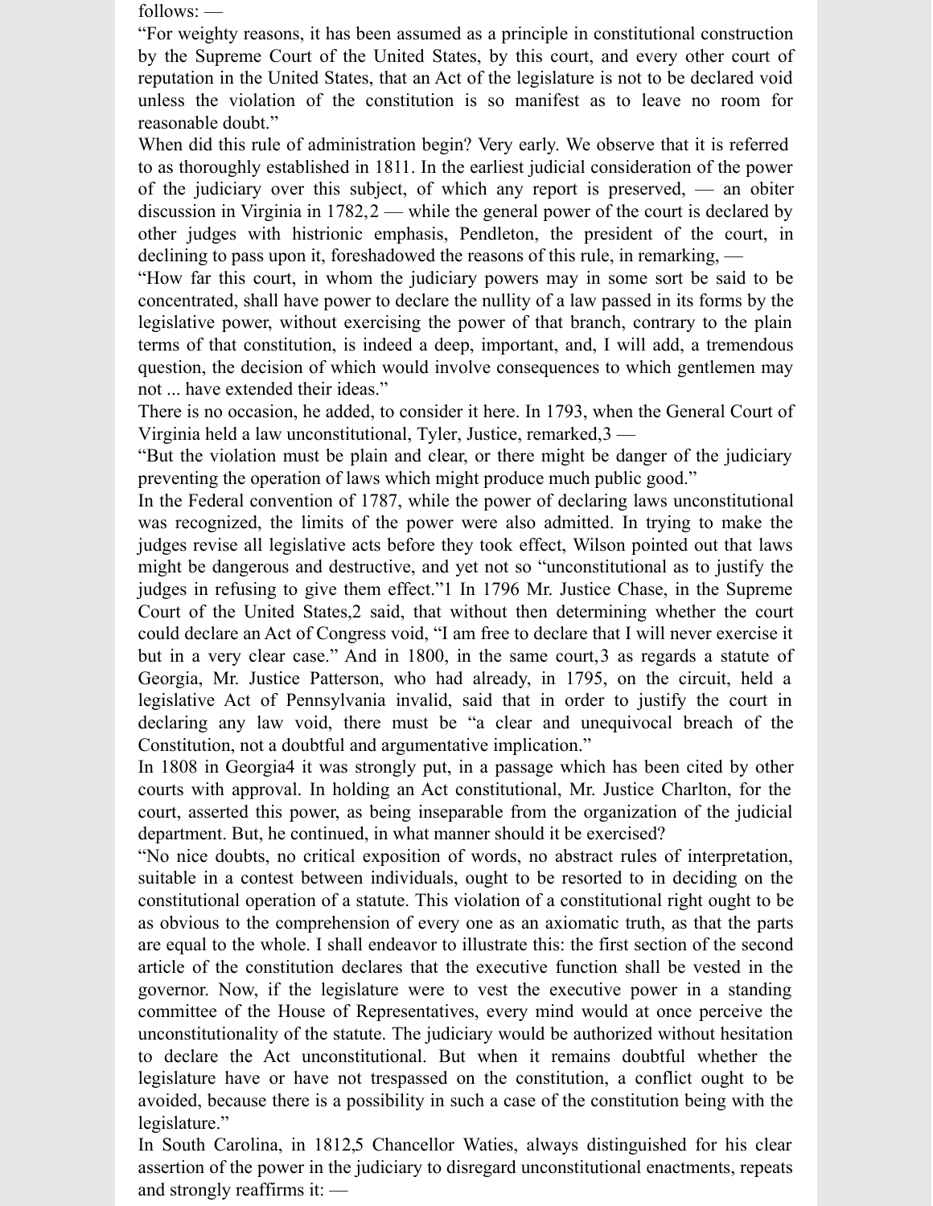follows: —

"For weighty reasons, it has been assumed as a principle in constitutional construction by the Supreme Court of the United States, by this court, and every other court of reputation in the United States, that an Act of the legislature is not to be declared void unless the violation of the constitution is so manifest as to leave no room for reasonable doubt."

When did this rule of administration begin? Very early. We observe that it is referred to as thoroughly established in 1811. In the earliest judicial consideration of the power of the judiciary over this subject, of which any report is preserved, — an obiter discussion in Virginia in 1782,[2] — while the general power of the court is declared by other judges with histrionic emphasis, Pendleton, the president of the court, in declining to pass upon it, foreshadowed the reasons of this rule, in remarking, —

"How far this court, in whom the judiciary powers may in some sort be said to be concentrated, shall have power to declare the nullity of a law passed in its forms by the legislative power, without exercising the power of that branch, contrary to the plain terms of that constitution, is indeed a deep, important, and, I will add, a tremendous question, the decision of which would involve consequences to which gentlemen may not ... have extended their ideas."

There is no occasion, he added, to consider it here. In 1793, when the General Court of Virginia held a law unconstitutional, Tyler, Justice, remarked,[3] —

"But the violation must be plain and clear, or there might be danger of the judiciary preventing the operation of laws which might produce much public good."

In the Federal convention of 1787, while the power of declaring laws unconstitutional was recognized, the limits of the power were also admitted. In trying to make the judges revise all legislative acts before they took effect, Wilson pointed out that laws might be dangerous and destructive, and yet not so "unconstitutional as to justify the judges in refusing to give them effect."[1] In 1796 Mr. Justice Chase, in the Supreme Court of the United States,[2] said, that without then determining whether the court could declare an Act of Congress void, "I am free to declare that I will never exercise it but in a very clear case." And in 1800, in the same court,[3] as regards a statute of Georgia, Mr. Justice Patterson, who had already, in 1795, on the circuit, held a legislative Act of Pennsylvania invalid, said that in order to justify the court in declaring any law void, there must be "a clear and unequivocal breach of the Constitution, not a doubtful and argumentative implication."

In 1808 in Georgia[4] it was strongly put, in a passage which has been cited by other courts with approval. In holding an Act constitutional, Mr. Justice Charlton, for the court, asserted this power, as being inseparable from the organization of the judicial department. But, he continued, in what manner should it be exercised?

"No nice doubts, no critical exposition of words, no abstract rules of interpretation, suitable in a contest between individuals, ought to be resorted to in deciding on the constitutional operation of a statute. This violation of a constitutional right ought to be as obvious to the comprehension of every one as an axiomatic truth, as that the parts are equal to the whole. I shall endeavor to illustrate this: the first section of the second article of the constitution declares that the executive function shall be vested in the governor. Now, if the legislature were to vest the executive power in a standing committee of the House of Representatives, every mind would at once perceive the unconstitutionality of the statute. The judiciary would be authorized without hesitation to declare the Act unconstitutional. But when it remains doubtful whether the legislature have or have not trespassed on the constitution, a conflict ought to be avoided, because there is a possibility in such a case of the constitution being with the legislature."

In South Carolina, in 1812,[5] Chancellor Waties, always distinguished for his clear assertion of the power in the judiciary to disregard unconstitutional enactments, repeats and strongly reaffirms it: —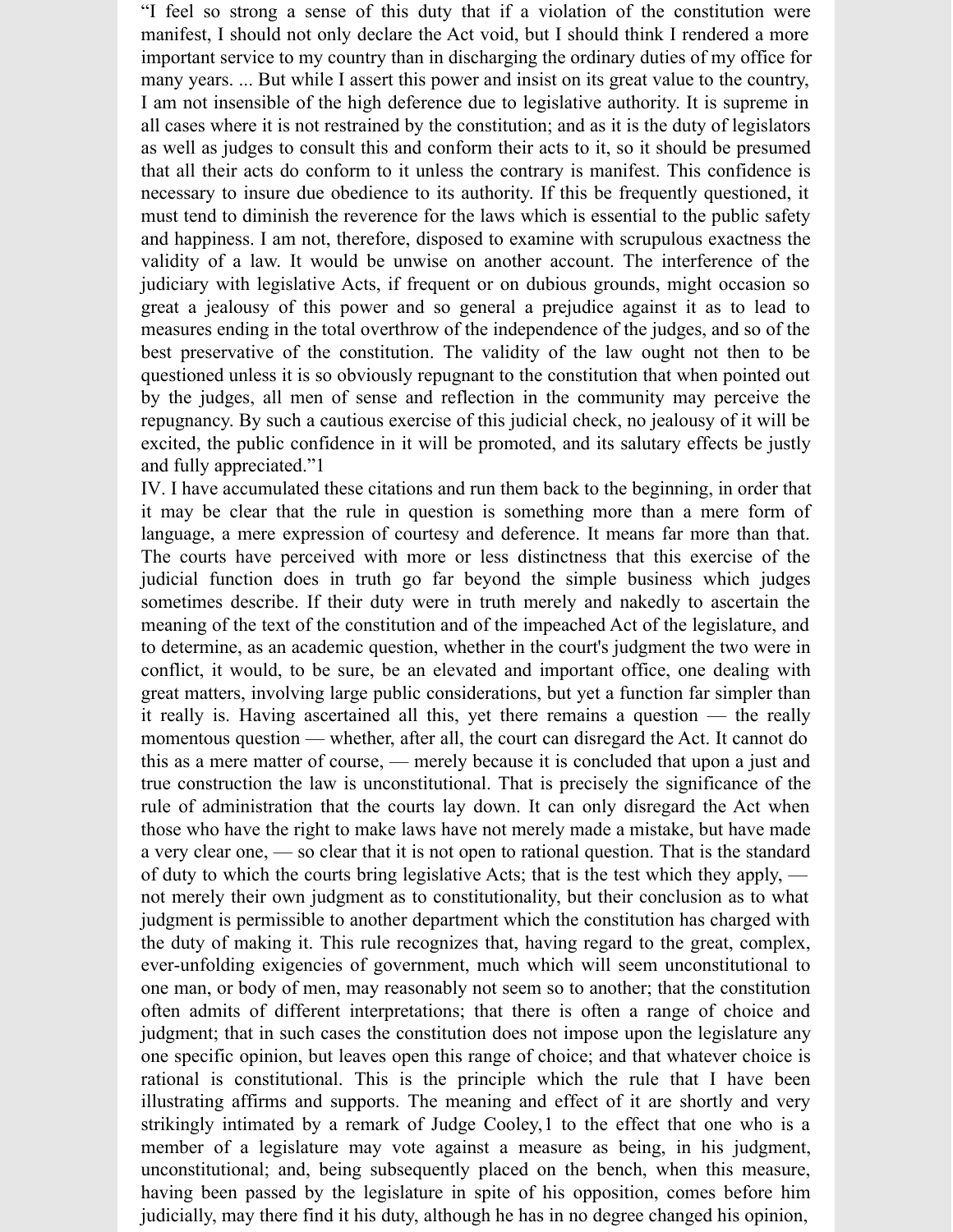“I feel so strong a sense of this duty that if a violation of the constitution were manifest, I should not only declare the Act void, but I should think I rendered a more important service to my country than in discharging the ordinary duties of my office for many years. ... But while I assert this power and insist on its great value to the country, I am not insensible of the high deference due to legislative authority. It is supreme in all cases where it is not restrained by the constitution; and as it is the duty of legislators as well as judges to consult this and conform their acts to it, so it should be presumed that all their acts do conform to it unless the contrary is manifest. This confidence is necessary to insure due obedience to its authority. If this be frequently questioned, it must tend to diminish the reverence for the laws which is essential to the public safety and happiness. I am not, therefore, disposed to examine with scrupulous exactness the validity of a law. It would be unwise on another account. The interference of the judiciary with legislative Acts, if frequent or on dubious grounds, might occasion so great a jealousy of this power and so general a prejudice against it as to lead to measures ending in the total overthrow of the independence of the judges, and so of the best preservative of the constitution. The validity of the law ought not then to be questioned unless it is so obviously repugnant to the constitution that when pointed out by the judges, all men of sense and reflection in the community may perceive the repugnancy. By such a cautious exercise of this judicial check, no jealousy of it will be excited, the public confidence in it will be promoted, and its salutary effects be justly and fully appreciated.”[1]

IV. I have accumulated these citations and run them back to the beginning, in order that it may be clear that the rule in question is something more than a mere form of language, a mere expression of courtesy and deference. It means far more than that. The courts have perceived with more or less distinctness that this exercise of the judicial function does in truth go far beyond the simple business which judges sometimes describe. If their duty were in truth merely and nakedly to ascertain the meaning of the text of the constitution and of the impeached Act of the legislature, and to determine, as an academic question, whether in the court's judgment the two were in conflict, it would, to be sure, be an elevated and important office, one dealing with great matters, involving large public considerations, but yet a function far simpler than it really is. Having ascertained all this, yet there remains a question — the really momentous question — whether, after all, the court can disregard the Act. It cannot do this as a mere matter of course, — merely because it is concluded that upon a just and true construction the law is unconstitutional. That is precisely the significance of the rule of administration that the courts lay down. It can only disregard the Act when those who have the right to make laws have not merely made a mistake, but have made a very clear one, — so clear that it is not open to rational question. That is the standard of duty to which the courts bring legislative Acts; that is the test which they apply, — not merely their own judgment as to constitutionality, but their conclusion as to what judgment is permissible to another department which the constitution has charged with the duty of making it. This rule recognizes that, having regard to the great, complex, ever-unfolding exigencies of government, much which will seem unconstitutional to one man, or body of men, may reasonably not seem so to another; that the constitution often admits of different interpretations; that there is often a range of choice and judgment; that in such cases the constitution does not impose upon the legislature any one specific opinion, but leaves open this range of choice; and that whatever choice is rational is constitutional. This is the principle which the rule that I have been illustrating affirms and supports. The meaning and effect of it are shortly and very strikingly intimated by a remark of Judge Cooley,[1] to the effect that one who is a member of a legislature may vote against a measure as being, in his judgment, unconstitutional; and, being subsequently placed on the bench, when this measure, having been passed by the legislature in spite of his opposition, comes before him judicially, may there find it his duty, although he has in no degree changed his opinion,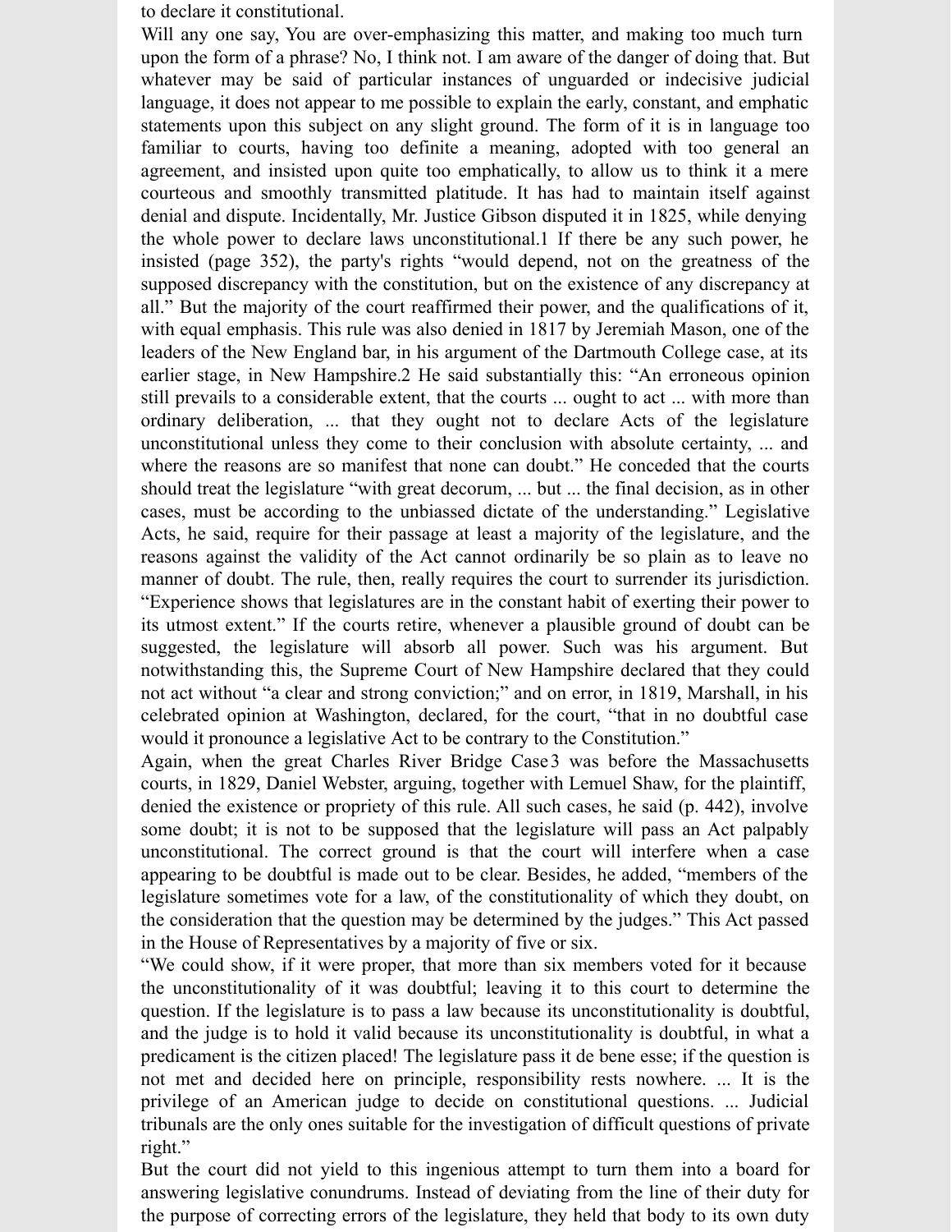to declare it constitutional.

Will any one say, You are over-emphasizing this matter, and making too much turn upon the form of a phrase? No, I think not. I am aware of the danger of doing that. But whatever may be said of particular instances of unguarded or indecisive judicial language, it does not appear to me possible to explain the early, constant, and emphatic statements upon this subject on any slight ground. The form of it is in language too familiar to courts, having too definite a meaning, adopted with too general an agreement, and insisted upon quite too emphatically, to allow us to think it a mere courteous and smoothly transmitted platitude. It has had to maintain itself against denial and dispute. Incidentally, Mr. Justice Gibson disputed it in 1825, while denying the whole power to declare laws unconstitutional.[1] If there be any such power, he insisted (page 352), the party's rights "would depend, not on the greatness of the supposed discrepancy with the constitution, but on the existence of any discrepancy at all." But the majority of the court reaffirmed their power, and the qualifications of it, with equal emphasis. This rule was also denied in 1817 by Jeremiah Mason, one of the leaders of the New England bar, in his argument of the Dartmouth College case, at its earlier stage, in New Hampshire.[2] He said substantially this: "An erroneous opinion still prevails to a considerable extent, that the courts ... ought to act ... with more than ordinary deliberation, ... that they ought not to declare Acts of the legislature unconstitutional unless they come to their conclusion with absolute certainty, ... and where the reasons are so manifest that none can doubt." He conceded that the courts should treat the legislature "with great decorum, ... but ... the final decision, as in other cases, must be according to the unbiassed dictate of the understanding." Legislative Acts, he said, require for their passage at least a majority of the legislature, and the reasons against the validity of the Act cannot ordinarily be so plain as to leave no manner of doubt. The rule, then, really requires the court to surrender its jurisdiction. "Experience shows that legislatures are in the constant habit of exerting their power to its utmost extent." If the courts retire, whenever a plausible ground of doubt can be suggested, the legislature will absorb all power. Such was his argument. But notwithstanding this, the Supreme Court of New Hampshire declared that they could not act without "a clear and strong conviction;" and on error, in 1819, Marshall, in his celebrated opinion at Washington, declared, for the court, "that in no doubtful case would it pronounce a legislative Act to be contrary to the Constitution."

Again, when the great Charles River Bridge Case[3] was before the Massachusetts courts, in 1829, Daniel Webster, arguing, together with Lemuel Shaw, for the plaintiff, denied the existence or propriety of this rule. All such cases, he said (p. 442), involve some doubt; it is not to be supposed that the legislature will pass an Act palpably unconstitutional. The correct ground is that the court will interfere when a case appearing to be doubtful is made out to be clear. Besides, he added, "members of the legislature sometimes vote for a law, of the constitutionality of which they doubt, on the consideration that the question may be determined by the judges." This Act passed in the House of Representatives by a majority of five or six.

"We could show, if it were proper, that more than six members voted for it because the unconstitutionality of it was doubtful; leaving it to this court to determine the question. If the legislature is to pass a law because its unconstitutionality is doubtful, and the judge is to hold it valid because its unconstitutionality is doubtful, in what a predicament is the citizen placed! The legislature pass it de bene esse; if the question is not met and decided here on principle, responsibility rests nowhere. ... It is the privilege of an American judge to decide on constitutional questions. ... Judicial tribunals are the only ones suitable for the investigation of difficult questions of private right."

But the court did not yield to this ingenious attempt to turn them into a board for answering legislative conundrums. Instead of deviating from the line of their duty for the purpose of correcting errors of the legislature, they held that body to its own duty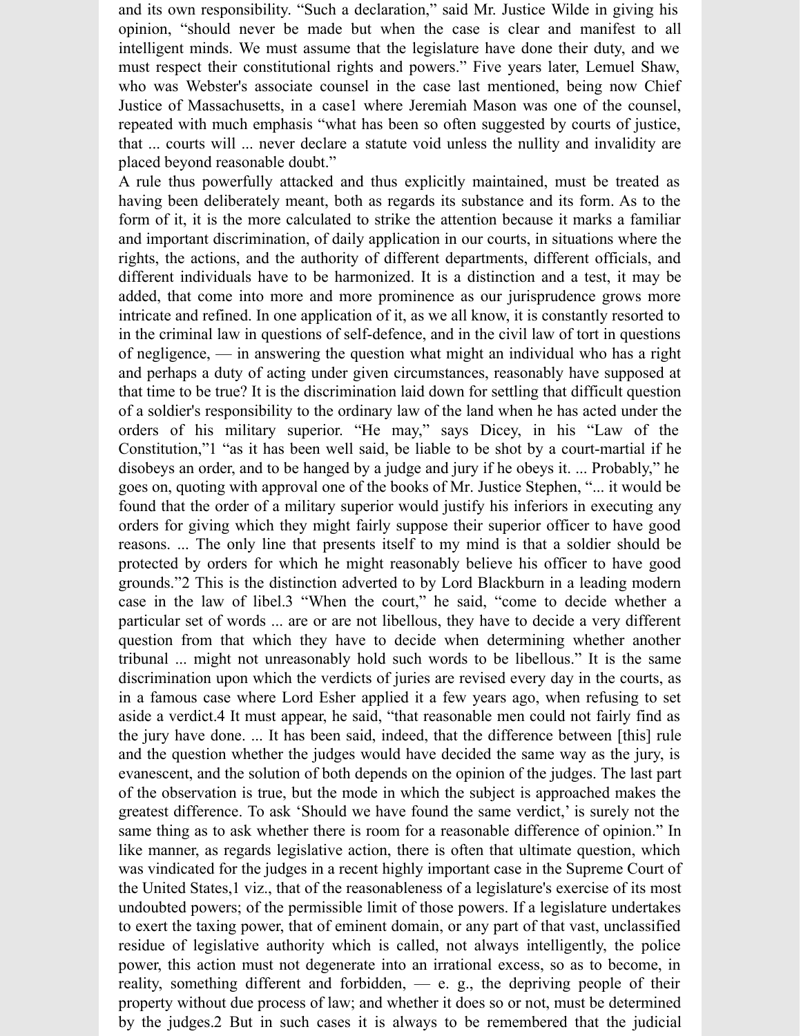and its own responsibility. "Such a declaration," said Mr. Justice Wilde in giving his opinion, "should never be made but when the case is clear and manifest to all intelligent minds. We must assume that the legislature have done their duty, and we must respect their constitutional rights and powers." Five years later, Lemuel Shaw, who was Webster's associate counsel in the case last mentioned, being now Chief Justice of Massachusetts, in a case[1] where Jeremiah Mason was one of the counsel, repeated with much emphasis "what has been so often suggested by courts of justice, that ... courts will ... never declare a statute void unless the nullity and invalidity are placed beyond reasonable doubt."

A rule thus powerfully attacked and thus explicitly maintained, must be treated as having been deliberately meant, both as regards its substance and its form. As to the form of it, it is the more calculated to strike the attention because it marks a familiar and important discrimination, of daily application in our courts, in situations where the rights, the actions, and the authority of different departments, different officials, and different individuals have to be harmonized. It is a distinction and a test, it may be added, that come into more and more prominence as our jurisprudence grows more intricate and refined. In one application of it, as we all know, it is constantly resorted to in the criminal law in questions of self-defence, and in the civil law of tort in questions of negligence, — in answering the question what might an individual who has a right and perhaps a duty of acting under given circumstances, reasonably have supposed at that time to be true? It is the discrimination laid down for settling that difficult question of a soldier's responsibility to the ordinary law of the land when he has acted under the orders of his military superior. "He may," says Dicey, in his "Law of the Constitution,"[1] "as it has been well said, be liable to be shot by a court-martial if he disobeys an order, and to be hanged by a judge and jury if he obeys it. ... Probably," he goes on, quoting with approval one of the books of Mr. Justice Stephen, "... it would be found that the order of a military superior would justify his inferiors in executing any orders for giving which they might fairly suppose their superior officer to have good reasons. ... The only line that presents itself to my mind is that a soldier should be protected by orders for which he might reasonably believe his officer to have good grounds."[2] This is the distinction adverted to by Lord Blackburn in a leading modern case in the law of libel.[3] "When the court," he said, "come to decide whether a particular set of words ... are or are not libellous, they have to decide a very different question from that which they have to decide when determining whether another tribunal ... might not unreasonably hold such words to be libellous." It is the same discrimination upon which the verdicts of juries are revised every day in the courts, as in a famous case where Lord Esher applied it a few years ago, when refusing to set aside a verdict.[4] It must appear, he said, "that reasonable men could not fairly find as the jury have done. ... It has been said, indeed, that the difference between [this] rule and the question whether the judges would have decided the same way as the jury, is evanescent, and the solution of both depends on the opinion of the judges. The last part of the observation is true, but the mode in which the subject is approached makes the greatest difference. To ask 'Should we have found the same verdict,' is surely not the same thing as to ask whether there is room for a reasonable difference of opinion." In like manner, as regards legislative action, there is often that ultimate question, which was vindicated for the judges in a recent highly important case in the Supreme Court of the United States,[1] viz., that of the reasonableness of a legislature's exercise of its most undoubted powers; of the permissible limit of those powers. If a legislature undertakes to exert the taxing power, that of eminent domain, or any part of that vast, unclassified residue of legislative authority which is called, not always intelligently, the police power, this action must not degenerate into an irrational excess, so as to become, in reality, something different and forbidden, — e. g., the depriving people of their property without due process of law; and whether it does so or not, must be determined by the judges.[2] But in such cases it is always to be remembered that the judicial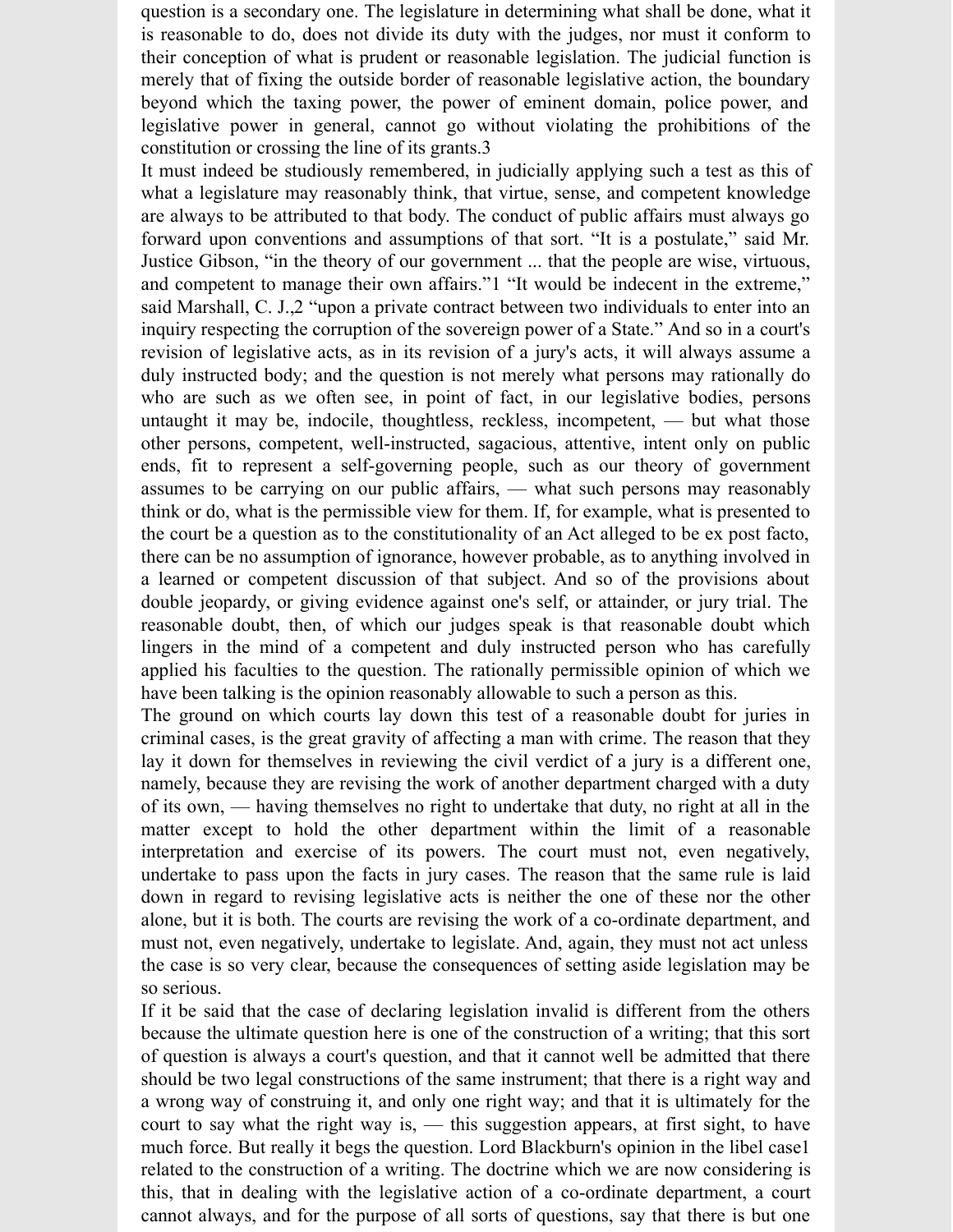question is a secondary one. The legislature in determining what shall be done, what it is reasonable to do, does not divide its duty with the judges, nor must it conform to their conception of what is prudent or reasonable legislation. The judicial function is merely that of fixing the outside border of reasonable legislative action, the boundary beyond which the taxing power, the power of eminent domain, police power, and legislative power in general, cannot go without violating the prohibitions of the constitution or crossing the line of its grants.[3]

It must indeed be studiously remembered, in judicially applying such a test as this of what a legislature may reasonably think, that virtue, sense, and competent knowledge are always to be attributed to that body. The conduct of public affairs must always go forward upon conventions and assumptions of that sort. "It is a postulate," said Mr. Justice Gibson, "in the theory of our government ... that the people are wise, virtuous, and competent to manage their own affairs."[1] "It would be indecent in the extreme," said Marshall, C. J.,[2] "upon a private contract between two individuals to enter into an inquiry respecting the corruption of the sovereign power of a State." And so in a court's revision of legislative acts, as in its revision of a jury's acts, it will always assume a duly instructed body; and the question is not merely what persons may rationally do who are such as we often see, in point of fact, in our legislative bodies, persons untaught it may be, indocile, thoughtless, reckless, incompetent, — but what those other persons, competent, well-instructed, sagacious, attentive, intent only on public ends, fit to represent a self-governing people, such as our theory of government assumes to be carrying on our public affairs, — what such persons may reasonably think or do, what is the permissible view for them. If, for example, what is presented to the court be a question as to the constitutionality of an Act alleged to be ex post facto, there can be no assumption of ignorance, however probable, as to anything involved in a learned or competent discussion of that subject. And so of the provisions about double jeopardy, or giving evidence against one's self, or attainder, or jury trial. The reasonable doubt, then, of which our judges speak is that reasonable doubt which lingers in the mind of a competent and duly instructed person who has carefully applied his faculties to the question. The rationally permissible opinion of which we have been talking is the opinion reasonably allowable to such a person as this.

The ground on which courts lay down this test of a reasonable doubt for juries in criminal cases, is the great gravity of affecting a man with crime. The reason that they lay it down for themselves in reviewing the civil verdict of a jury is a different one, namely, because they are revising the work of another department charged with a duty of its own, — having themselves no right to undertake that duty, no right at all in the matter except to hold the other department within the limit of a reasonable interpretation and exercise of its powers. The court must not, even negatively, undertake to pass upon the facts in jury cases. The reason that the same rule is laid down in regard to revising legislative acts is neither the one of these nor the other alone, but it is both. The courts are revising the work of a co-ordinate department, and must not, even negatively, undertake to legislate. And, again, they must not act unless the case is so very clear, because the consequences of setting aside legislation may be so serious.

If it be said that the case of declaring legislation invalid is different from the others because the ultimate question here is one of the construction of a writing; that this sort of question is always a court's question, and that it cannot well be admitted that there should be two legal constructions of the same instrument; that there is a right way and a wrong way of construing it, and only one right way; and that it is ultimately for the court to say what the right way is, — this suggestion appears, at first sight, to have much force. But really it begs the question. Lord Blackburn's opinion in the libel case[1] related to the construction of a writing. The doctrine which we are now considering is this, that in dealing with the legislative action of a co-ordinate department, a court cannot always, and for the purpose of all sorts of questions, say that there is but one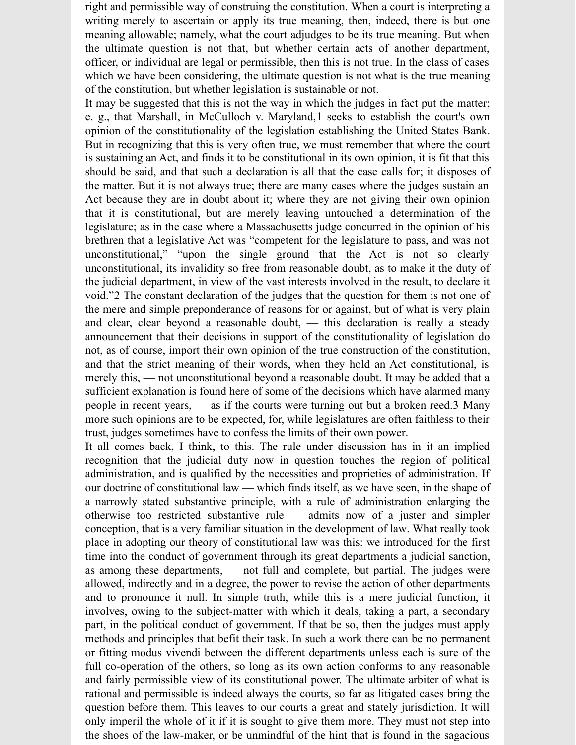right and permissible way of construing the constitution. When a court is interpreting a writing merely to ascertain or apply its true meaning, then, indeed, there is but one meaning allowable; namely, what the court adjudges to be its true meaning. But when the ultimate question is not that, but whether certain acts of another department, officer, or individual are legal or permissible, then this is not true. In the class of cases which we have been considering, the ultimate question is not what is the true meaning of the constitution, but whether legislation is sustainable or not.

It may be suggested that this is not the way in which the judges in fact put the matter; e. g., that Marshall, in McCulloch v. Maryland,[1] seeks to establish the court's own opinion of the constitutionality of the legislation establishing the United States Bank. But in recognizing that this is very often true, we must remember that where the court is sustaining an Act, and finds it to be constitutional in its own opinion, it is fit that this should be said, and that such a declaration is all that the case calls for; it disposes of the matter. But it is not always true; there are many cases where the judges sustain an Act because they are in doubt about it; where they are not giving their own opinion that it is constitutional, but are merely leaving untouched a determination of the legislature; as in the case where a Massachusetts judge concurred in the opinion of his brethren that a legislative Act was "competent for the legislature to pass, and was not unconstitutional," "upon the single ground that the Act is not so clearly unconstitutional, its invalidity so free from reasonable doubt, as to make it the duty of the judicial department, in view of the vast interests involved in the result, to declare it void."[2] The constant declaration of the judges that the question for them is not one of the mere and simple preponderance of reasons for or against, but of what is very plain and clear, clear beyond a reasonable doubt, — this declaration is really a steady announcement that their decisions in support of the constitutionality of legislation do not, as of course, import their own opinion of the true construction of the constitution, and that the strict meaning of their words, when they hold an Act constitutional, is merely this, — not unconstitutional beyond a reasonable doubt. It may be added that a sufficient explanation is found here of some of the decisions which have alarmed many people in recent years, — as if the courts were turning out but a broken reed.[3] Many more such opinions are to be expected, for, while legislatures are often faithless to their trust, judges sometimes have to confess the limits of their own power.

It all comes back, I think, to this. The rule under discussion has in it an implied recognition that the judicial duty now in question touches the region of political administration, and is qualified by the necessities and proprieties of administration. If our doctrine of constitutional law — which finds itself, as we have seen, in the shape of a narrowly stated substantive principle, with a rule of administration enlarging the otherwise too restricted substantive rule — admits now of a juster and simpler conception, that is a very familiar situation in the development of law. What really took place in adopting our theory of constitutional law was this: we introduced for the first time into the conduct of government through its great departments a judicial sanction, as among these departments, — not full and complete, but partial. The judges were allowed, indirectly and in a degree, the power to revise the action of other departments and to pronounce it null. In simple truth, while this is a mere judicial function, it involves, owing to the subject-matter with which it deals, taking a part, a secondary part, in the political conduct of government. If that be so, then the judges must apply methods and principles that befit their task. In such a work there can be no permanent or fitting modus vivendi between the different departments unless each is sure of the full co-operation of the others, so long as its own action conforms to any reasonable and fairly permissible view of its constitutional power. The ultimate arbiter of what is rational and permissible is indeed always the courts, so far as litigated cases bring the question before them. This leaves to our courts a great and stately jurisdiction. It will only imperil the whole of it if it is sought to give them more. They must not step into the shoes of the law-maker, or be unmindful of the hint that is found in the sagacious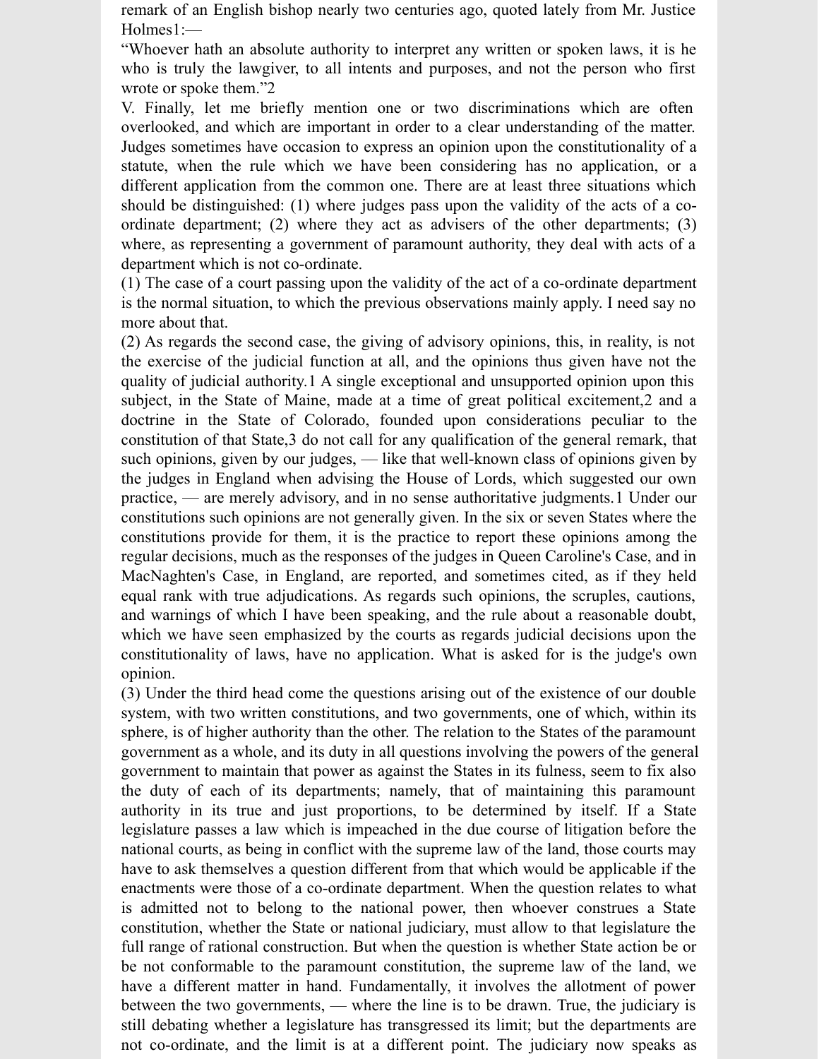remark of an English bishop nearly two centuries ago, quoted lately from Mr. Justice Holmes[1]:—

"Whoever hath an absolute authority to interpret any written or spoken laws, it is he who is truly the lawgiver, to all intents and purposes, and not the person who first wrote or spoke them."[2]

V. Finally, let me briefly mention one or two discriminations which are often overlooked, and which are important in order to a clear understanding of the matter. Judges sometimes have occasion to express an opinion upon the constitutionality of a statute, when the rule which we have been considering has no application, or a different application from the common one. There are at least three situations which should be distinguished: (1) where judges pass upon the validity of the acts of a co-ordinate department; (2) where they act as advisers of the other departments; (3) where, as representing a government of paramount authority, they deal with acts of a department which is not co-ordinate.

(1) The case of a court passing upon the validity of the act of a co-ordinate department is the normal situation, to which the previous observations mainly apply. I need say no more about that.

(2) As regards the second case, the giving of advisory opinions, this, in reality, is not the exercise of the judicial function at all, and the opinions thus given have not the quality of judicial authority.[1] A single exceptional and unsupported opinion upon this subject, in the State of Maine, made at a time of great political excitement,[2] and a doctrine in the State of Colorado, founded upon considerations peculiar to the constitution of that State,[3] do not call for any qualification of the general remark, that such opinions, given by our judges, — like that well-known class of opinions given by the judges in England when advising the House of Lords, which suggested our own practice, — are merely advisory, and in no sense authoritative judgments.[1] Under our constitutions such opinions are not generally given. In the six or seven States where the constitutions provide for them, it is the practice to report these opinions among the regular decisions, much as the responses of the judges in Queen Caroline's Case, and in MacNaghten's Case, in England, are reported, and sometimes cited, as if they held equal rank with true adjudications. As regards such opinions, the scruples, cautions, and warnings of which I have been speaking, and the rule about a reasonable doubt, which we have seen emphasized by the courts as regards judicial decisions upon the constitutionality of laws, have no application. What is asked for is the judge's own opinion.

(3) Under the third head come the questions arising out of the existence of our double system, with two written constitutions, and two governments, one of which, within its sphere, is of higher authority than the other. The relation to the States of the paramount government as a whole, and its duty in all questions involving the powers of the general government to maintain that power as against the States in its fulness, seem to fix also the duty of each of its departments; namely, that of maintaining this paramount authority in its true and just proportions, to be determined by itself. If a State legislature passes a law which is impeached in the due course of litigation before the national courts, as being in conflict with the supreme law of the land, those courts may have to ask themselves a question different from that which would be applicable if the enactments were those of a co-ordinate department. When the question relates to what is admitted not to belong to the national power, then whoever construes a State constitution, whether the State or national judiciary, must allow to that legislature the full range of rational construction. But when the question is whether State action be or be not conformable to the paramount constitution, the supreme law of the land, we have a different matter in hand. Fundamentally, it involves the allotment of power between the two governments, — where the line is to be drawn. True, the judiciary is still debating whether a legislature has transgressed its limit; but the departments are not co-ordinate, and the limit is at a different point. The judiciary now speaks as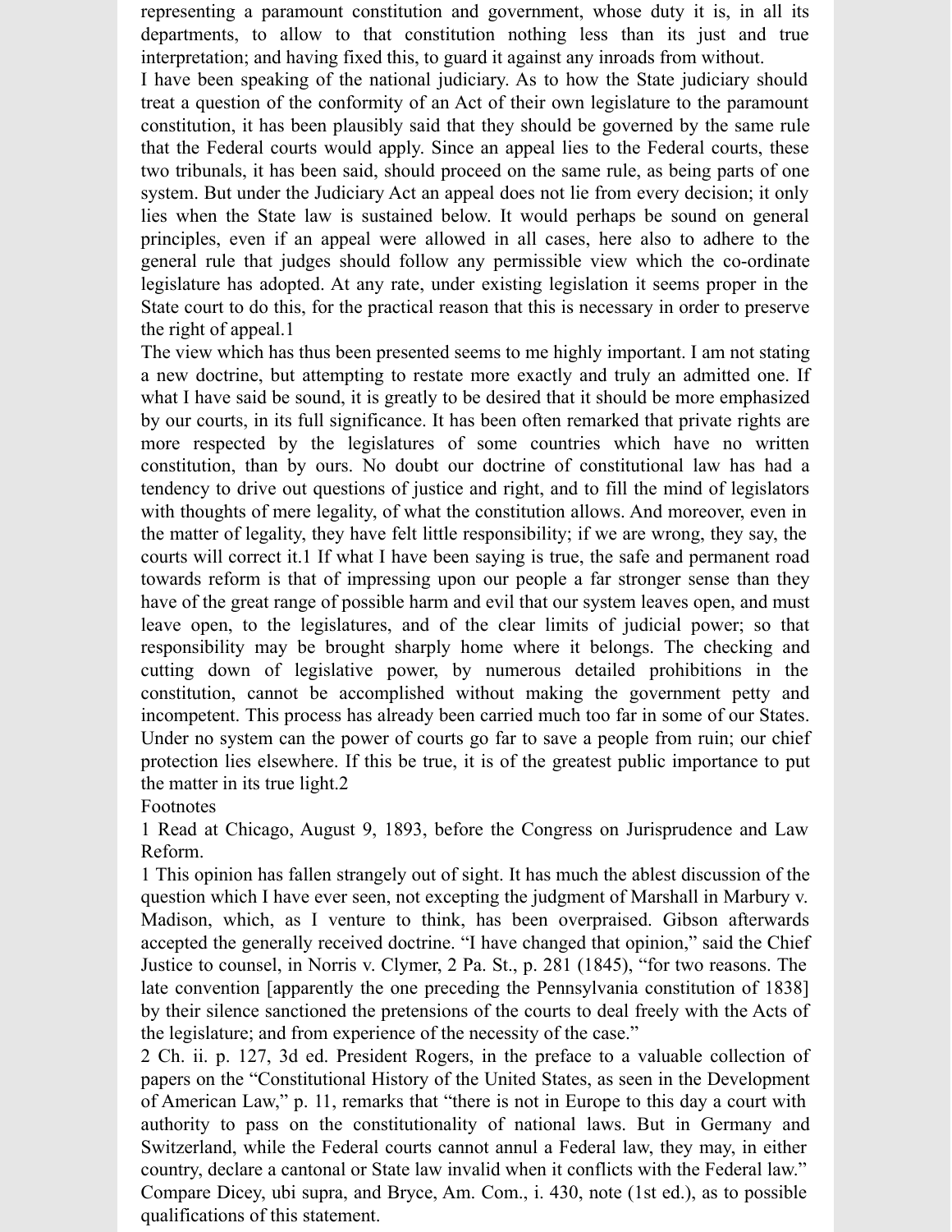representing a paramount constitution and government, whose duty it is, in all its departments, to allow to that constitution nothing less than its just and true interpretation; and having fixed this, to guard it against any inroads from without.

I have been speaking of the national judiciary. As to how the State judiciary should treat a question of the conformity of an Act of their own legislature to the paramount constitution, it has been plausibly said that they should be governed by the same rule that the Federal courts would apply. Since an appeal lies to the Federal courts, these two tribunals, it has been said, should proceed on the same rule, as being parts of one system. But under the Judiciary Act an appeal does not lie from every decision; it only lies when the State law is sustained below. It would perhaps be sound on general principles, even if an appeal were allowed in all cases, here also to adhere to the general rule that judges should follow any permissible view which the co-ordinate legislature has adopted. At any rate, under existing legislation it seems proper in the State court to do this, for the practical reason that this is necessary in order to preserve the right of appeal.[1]

The view which has thus been presented seems to me highly important. I am not stating a new doctrine, but attempting to restate more exactly and truly an admitted one. If what I have said be sound, it is greatly to be desired that it should be more emphasized by our courts, in its full significance. It has been often remarked that private rights are more respected by the legislatures of some countries which have no written constitution, than by ours. No doubt our doctrine of constitutional law has had a tendency to drive out questions of justice and right, and to fill the mind of legislators with thoughts of mere legality, of what the constitution allows. And moreover, even in the matter of legality, they have felt little responsibility; if we are wrong, they say, the courts will correct it.[1] If what I have been saying is true, the safe and permanent road towards reform is that of impressing upon our people a far stronger sense than they have of the great range of possible harm and evil that our system leaves open, and must leave open, to the legislatures, and of the clear limits of judicial power; so that responsibility may be brought sharply home where it belongs. The checking and cutting down of legislative power, by numerous detailed prohibitions in the constitution, cannot be accomplished without making the government petty and incompetent. This process has already been carried much too far in some of our States. Under no system can the power of courts go far to save a people from ruin; our chief protection lies elsewhere. If this be true, it is of the greatest public importance to put the matter in its true light.[2]

Footnotes

1 Read at Chicago, August 9, 1893, before the Congress on Jurisprudence and Law Reform.

1 This opinion has fallen strangely out of sight. It has much the ablest discussion of the question which I have ever seen, not excepting the judgment of Marshall in Marbury v. Madison, which, as I venture to think, has been overpraised. Gibson afterwards accepted the generally received doctrine. "I have changed that opinion," said the Chief Justice to counsel, in Norris v. Clymer, 2 Pa. St., p. 281 (1845), "for two reasons. The late convention [apparently the one preceding the Pennsylvania constitution of 1838] by their silence sanctioned the pretensions of the courts to deal freely with the Acts of the legislature; and from experience of the necessity of the case."

2 Ch. ii. p. 127, 3d ed. President Rogers, in the preface to a valuable collection of papers on the "Constitutional History of the United States, as seen in the Development of American Law," p. 11, remarks that "there is not in Europe to this day a court with authority to pass on the constitutionality of national laws. But in Germany and Switzerland, while the Federal courts cannot annul a Federal law, they may, in either country, declare a cantonal or State law invalid when it conflicts with the Federal law." Compare Dicey, ubi supra, and Bryce, Am. Com., i. 430, note (1st ed.), as to possible qualifications of this statement.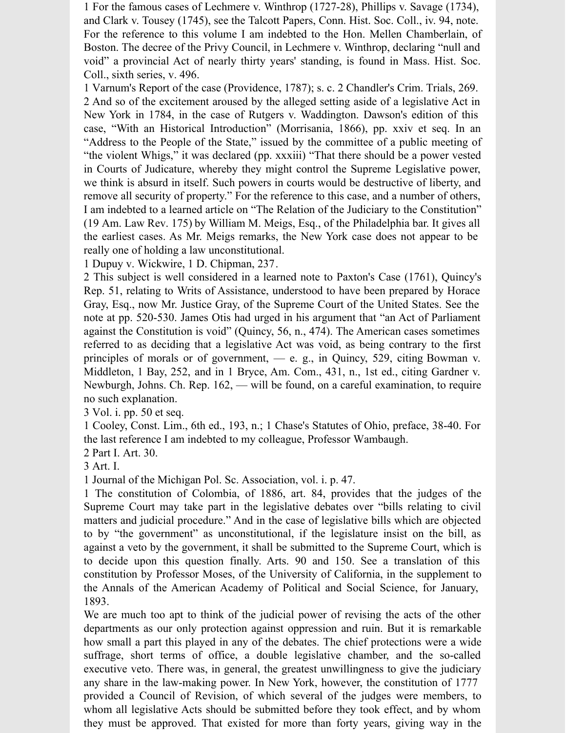1 For the famous cases of Lechmere v. Winthrop (1727-28), Phillips v. Savage (1734), and Clark v. Tousey (1745), see the Talcott Papers, Conn. Hist. Soc. Coll., iv. 94, note. For the reference to this volume I am indebted to the Hon. Mellen Chamberlain, of Boston. The decree of the Privy Council, in Lechmere v. Winthrop, declaring "null and void" a provincial Act of nearly thirty years' standing, is found in Mass. Hist. Soc. Coll., sixth series, v. 496.

1 Varnum's Report of the case (Providence, 1787); s. c. 2 Chandler's Crim. Trials, 269.

2 And so of the excitement aroused by the alleged setting aside of a legislative Act in New York in 1784, in the case of Rutgers v. Waddington. Dawson's edition of this case, "With an Historical Introduction" (Morrisania, 1866), pp. xxiv et seq. In an "Address to the People of the State," issued by the committee of a public meeting of "the violent Whigs," it was declared (pp. xxxiii) "That there should be a power vested in Courts of Judicature, whereby they might control the Supreme Legislative power, we think is absurd in itself. Such powers in courts would be destructive of liberty, and remove all security of property." For the reference to this case, and a number of others, I am indebted to a learned article on "The Relation of the Judiciary to the Constitution" (19 Am. Law Rev. 175) by William M. Meigs, Esq., of the Philadelphia bar. It gives all the earliest cases. As Mr. Meigs remarks, the New York case does not appear to be really one of holding a law unconstitutional.

1 Dupuy v. Wickwire, 1 D. Chipman, 237.

2 This subject is well considered in a learned note to Paxton's Case (1761), Quincy's Rep. 51, relating to Writs of Assistance, understood to have been prepared by Horace Gray, Esq., now Mr. Justice Gray, of the Supreme Court of the United States. See the note at pp. 520-530. James Otis had urged in his argument that "an Act of Parliament against the Constitution is void" (Quincy, 56, n., 474). The American cases sometimes referred to as deciding that a legislative Act was void, as being contrary to the first principles of morals or of government, — e. g., in Quincy, 529, citing Bowman v. Middleton, 1 Bay, 252, and in 1 Bryce, Am. Com., 431, n., 1st ed., citing Gardner v. Newburgh, Johns. Ch. Rep. 162, — will be found, on a careful examination, to require no such explanation.

3 Vol. i. pp. 50 et seq.

1 Cooley, Const. Lim., 6th ed., 193, n.; 1 Chase's Statutes of Ohio, preface, 38-40. For the last reference I am indebted to my colleague, Professor Wambaugh.

2 Part I. Art. 30.

3 Art. I.

1 Journal of the Michigan Pol. Sc. Association, vol. i. p. 47.

1 The constitution of Colombia, of 1886, art. 84, provides that the judges of the Supreme Court may take part in the legislative debates over "bills relating to civil matters and judicial procedure." And in the case of legislative bills which are objected to by "the government" as unconstitutional, if the legislature insist on the bill, as against a veto by the government, it shall be submitted to the Supreme Court, which is to decide upon this question finally. Arts. 90 and 150. See a translation of this constitution by Professor Moses, of the University of California, in the supplement to the Annals of the American Academy of Political and Social Science, for January, 1893.

We are much too apt to think of the judicial power of revising the acts of the other departments as our only protection against oppression and ruin. But it is remarkable how small a part this played in any of the debates. The chief protections were a wide suffrage, short terms of office, a double legislative chamber, and the so-called executive veto. There was, in general, the greatest unwillingness to give the judiciary any share in the law-making power. In New York, however, the constitution of 1777 provided a Council of Revision, of which several of the judges were members, to whom all legislative Acts should be submitted before they took effect, and by whom they must be approved. That existed for more than forty years, giving way in the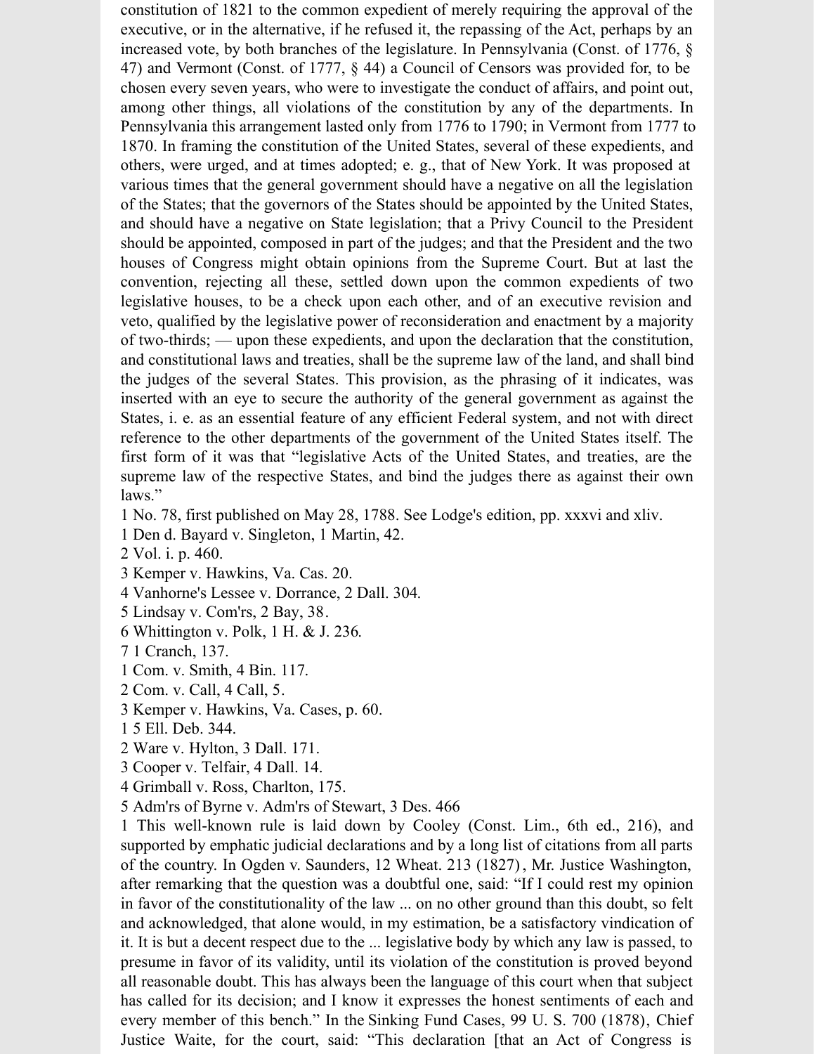constitution of 1821 to the common expedient of merely requiring the approval of the executive, or in the alternative, if he refused it, the repassing of the Act, perhaps by an increased vote, by both branches of the legislature. In Pennsylvania (Const. of 1776, § 47) and Vermont (Const. of 1777, § 44) a Council of Censors was provided for, to be chosen every seven years, who were to investigate the conduct of affairs, and point out, among other things, all violations of the constitution by any of the departments. In Pennsylvania this arrangement lasted only from 1776 to 1790; in Vermont from 1777 to 1870. In framing the constitution of the United States, several of these expedients, and others, were urged, and at times adopted; e. g., that of New York. It was proposed at various times that the general government should have a negative on all the legislation of the States; that the governors of the States should be appointed by the United States, and should have a negative on State legislation; that a Privy Council to the President should be appointed, composed in part of the judges; and that the President and the two houses of Congress might obtain opinions from the Supreme Court. But at last the convention, rejecting all these, settled down upon the common expedients of two legislative houses, to be a check upon each other, and of an executive revision and veto, qualified by the legislative power of reconsideration and enactment by a majority of two-thirds; — upon these expedients, and upon the declaration that the constitution, and constitutional laws and treaties, shall be the supreme law of the land, and shall bind the judges of the several States. This provision, as the phrasing of it indicates, was inserted with an eye to secure the authority of the general government as against the States, i. e. as an essential feature of any efficient Federal system, and not with direct reference to the other departments of the government of the United States itself. The first form of it was that "legislative Acts of the United States, and treaties, are the supreme law of the respective States, and bind the judges there as against their own laws."

1 No. 78, first published on May 28, 1788. See Lodge's edition, pp. xxxvi and xliv.

1 Den d. Bayard v. Singleton, 1 Martin, 42.

2 Vol. i. p. 460.

3 Kemper v. Hawkins, Va. Cas. 20.

4 Vanhorne's Lessee v. Dorrance, 2 Dall. 304.

5 Lindsay v. Com'rs, 2 Bay, 38.

6 Whittington v. Polk, 1 H. & J. 236.

7 1 Cranch, 137.

1 Com. v. Smith, 4 Bin. 117.

2 Com. v. Call, 4 Call, 5.

3 Kemper v. Hawkins, Va. Cases, p. 60.

1 5 Ell. Deb. 344.

2 Ware v. Hylton, 3 Dall. 171.

3 Cooper v. Telfair, 4 Dall. 14.

4 Grimball v. Ross, Charlton, 175.

5 Adm'rs of Byrne v. Adm'rs of Stewart, 3 Des. 466

1 This well-known rule is laid down by Cooley (Const. Lim., 6th ed., 216), and supported by emphatic judicial declarations and by a long list of citations from all parts of the country. In Ogden v. Saunders, 12 Wheat. 213 (1827), Mr. Justice Washington, after remarking that the question was a doubtful one, said: "If I could rest my opinion in favor of the constitutionality of the law ... on no other ground than this doubt, so felt and acknowledged, that alone would, in my estimation, be a satisfactory vindication of it. It is but a decent respect due to the ... legislative body by which any law is passed, to presume in favor of its validity, until its violation of the constitution is proved beyond all reasonable doubt. This has always been the language of this court when that subject has called for its decision; and I know it expresses the honest sentiments of each and every member of this bench." In the Sinking Fund Cases, 99 U. S. 700 (1878), Chief Justice Waite, for the court, said: "This declaration [that an Act of Congress is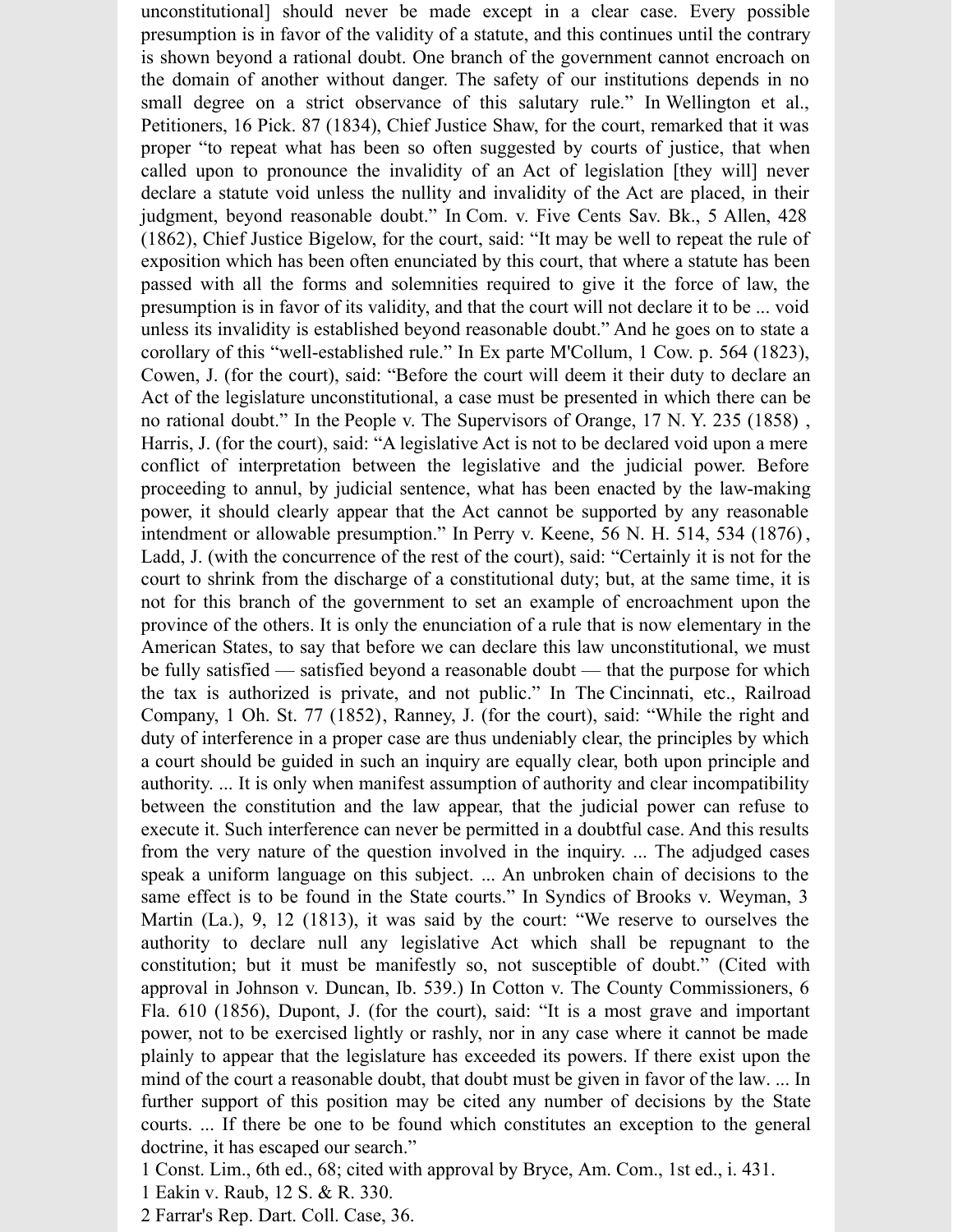unconstitutional] should never be made except in a clear case. Every possible presumption is in favor of the validity of a statute, and this continues until the contrary is shown beyond a rational doubt. One branch of the government cannot encroach on the domain of another without danger. The safety of our institutions depends in no small degree on a strict observance of this salutary rule." In Wellington et al., Petitioners, 16 Pick. 87 (1834), Chief Justice Shaw, for the court, remarked that it was proper "to repeat what has been so often suggested by courts of justice, that when called upon to pronounce the invalidity of an Act of legislation [they will] never declare a statute void unless the nullity and invalidity of the Act are placed, in their judgment, beyond reasonable doubt." In Com. v. Five Cents Sav. Bk., 5 Allen, 428 (1862), Chief Justice Bigelow, for the court, said: "It may be well to repeat the rule of exposition which has been often enunciated by this court, that where a statute has been passed with all the forms and solemnities required to give it the force of law, the presumption is in favor of its validity, and that the court will not declare it to be ... void unless its invalidity is established beyond reasonable doubt." And he goes on to state a corollary of this "well-established rule." In Ex parte M'Collum, 1 Cow. p. 564 (1823), Cowen, J. (for the court), said: "Before the court will deem it their duty to declare an Act of the legislature unconstitutional, a case must be presented in which there can be no rational doubt." In the People v. The Supervisors of Orange, 17 N. Y. 235 (1858), Harris, J. (for the court), said: "A legislative Act is not to be declared void upon a mere conflict of interpretation between the legislative and the judicial power. Before proceeding to annul, by judicial sentence, what has been enacted by the law-making power, it should clearly appear that the Act cannot be supported by any reasonable intendment or allowable presumption." In Perry v. Keene, 56 N. H. 514, 534 (1876), Ladd, J. (with the concurrence of the rest of the court), said: "Certainly it is not for the court to shrink from the discharge of a constitutional duty; but, at the same time, it is not for this branch of the government to set an example of encroachment upon the province of the others. It is only the enunciation of a rule that is now elementary in the American States, to say that before we can declare this law unconstitutional, we must be fully satisfied — satisfied beyond a reasonable doubt — that the purpose for which the tax is authorized is private, and not public." In The Cincinnati, etc., Railroad Company, 1 Oh. St. 77 (1852), Ranney, J. (for the court), said: "While the right and duty of interference in a proper case are thus undeniably clear, the principles by which a court should be guided in such an inquiry are equally clear, both upon principle and authority. ... It is only when manifest assumption of authority and clear incompatibility between the constitution and the law appear, that the judicial power can refuse to execute it. Such interference can never be permitted in a doubtful case. And this results from the very nature of the question involved in the inquiry. ... The adjudged cases speak a uniform language on this subject. ... An unbroken chain of decisions to the same effect is to be found in the State courts." In Syndics of Brooks v. Weyman, 3 Martin (La.), 9, 12 (1813), it was said by the court: "We reserve to ourselves the authority to declare null any legislative Act which shall be repugnant to the constitution; but it must be manifestly so, not susceptible of doubt." (Cited with approval in Johnson v. Duncan, Ib. 539.) In Cotton v. The County Commissioners, 6 Fla. 610 (1856), Dupont, J. (for the court), said: "It is a most grave and important power, not to be exercised lightly or rashly, nor in any case where it cannot be made plainly to appear that the legislature has exceeded its powers. If there exist upon the mind of the court a reasonable doubt, that doubt must be given in favor of the law. ... In further support of this position may be cited any number of decisions by the State courts. ... If there be one to be found which constitutes an exception to the general doctrine, it has escaped our search."

1 Const. Lim., 6th ed., 68; cited with approval by Bryce, Am. Com., 1st ed., i. 431.

1 Eakin v. Raub, 12 S. & R. 330.

2 Farrar's Rep. Dart. Coll. Case, 36.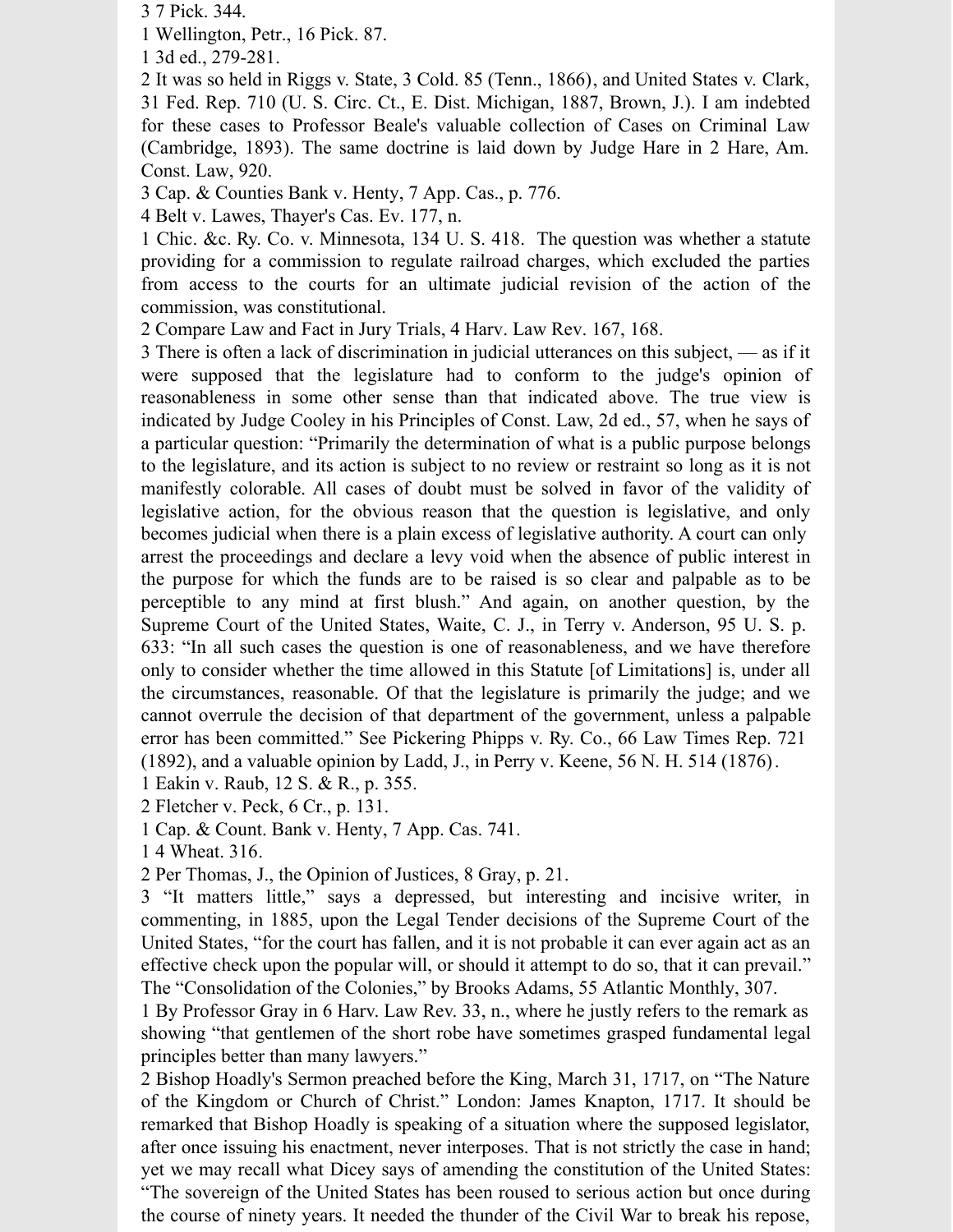3 7 Pick. 344.

1 Wellington, Petr., 16 Pick. 87.

1 3d ed., 279-281.

2 It was so held in Riggs v. State, 3 Cold. 85 (Tenn., 1866), and United States v. Clark, 31 Fed. Rep. 710 (U. S. Circ. Ct., E. Dist. Michigan, 1887, Brown, J.). I am indebted for these cases to Professor Beale's valuable collection of Cases on Criminal Law (Cambridge, 1893). The same doctrine is laid down by Judge Hare in 2 Hare, Am. Const. Law, 920.

3 Cap. & Counties Bank v. Henty, 7 App. Cas., p. 776.

4 Belt v. Lawes, Thayer's Cas. Ev. 177, n.

1 Chic. &c. Ry. Co. v. Minnesota, 134 U. S. 418. The question was whether a statute providing for a commission to regulate railroad charges, which excluded the parties from access to the courts for an ultimate judicial revision of the action of the commission, was constitutional.

2 Compare Law and Fact in Jury Trials, 4 Harv. Law Rev. 167, 168.

3 There is often a lack of discrimination in judicial utterances on this subject, — as if it were supposed that the legislature had to conform to the judge's opinion of reasonableness in some other sense than that indicated above. The true view is indicated by Judge Cooley in his Principles of Const. Law, 2d ed., 57, when he says of a particular question: "Primarily the determination of what is a public purpose belongs to the legislature, and its action is subject to no review or restraint so long as it is not manifestly colorable. All cases of doubt must be solved in favor of the validity of legislative action, for the obvious reason that the question is legislative, and only becomes judicial when there is a plain excess of legislative authority. A court can only arrest the proceedings and declare a levy void when the absence of public interest in the purpose for which the funds are to be raised is so clear and palpable as to be perceptible to any mind at first blush." And again, on another question, by the Supreme Court of the United States, Waite, C. J., in Terry v. Anderson, 95 U. S. p. 633: "In all such cases the question is one of reasonableness, and we have therefore only to consider whether the time allowed in this Statute [of Limitations] is, under all the circumstances, reasonable. Of that the legislature is primarily the judge; and we cannot overrule the decision of that department of the government, unless a palpable error has been committed." See Pickering Phipps v. Ry. Co., 66 Law Times Rep. 721 (1892), and a valuable opinion by Ladd, J., in Perry v. Keene, 56 N. H. 514 (1876).

1 Eakin v. Raub, 12 S. & R., p. 355.

2 Fletcher v. Peck, 6 Cr., p. 131.

1 Cap. & Count. Bank v. Henty, 7 App. Cas. 741.

1 4 Wheat. 316.

2 Per Thomas, J., the Opinion of Justices, 8 Gray, p. 21.

3 "It matters little," says a depressed, but interesting and incisive writer, in commenting, in 1885, upon the Legal Tender decisions of the Supreme Court of the United States, "for the court has fallen, and it is not probable it can ever again act as an effective check upon the popular will, or should it attempt to do so, that it can prevail." The "Consolidation of the Colonies," by Brooks Adams, 55 Atlantic Monthly, 307.

1 By Professor Gray in 6 Harv. Law Rev. 33, n., where he justly refers to the remark as showing "that gentlemen of the short robe have sometimes grasped fundamental legal principles better than many lawyers."

2 Bishop Hoadly's Sermon preached before the King, March 31, 1717, on "The Nature of the Kingdom or Church of Christ." London: James Knapton, 1717. It should be remarked that Bishop Hoadly is speaking of a situation where the supposed legislator, after once issuing his enactment, never interposes. That is not strictly the case in hand; yet we may recall what Dicey says of amending the constitution of the United States: "The sovereign of the United States has been roused to serious action but once during the course of ninety years. It needed the thunder of the Civil War to break his repose,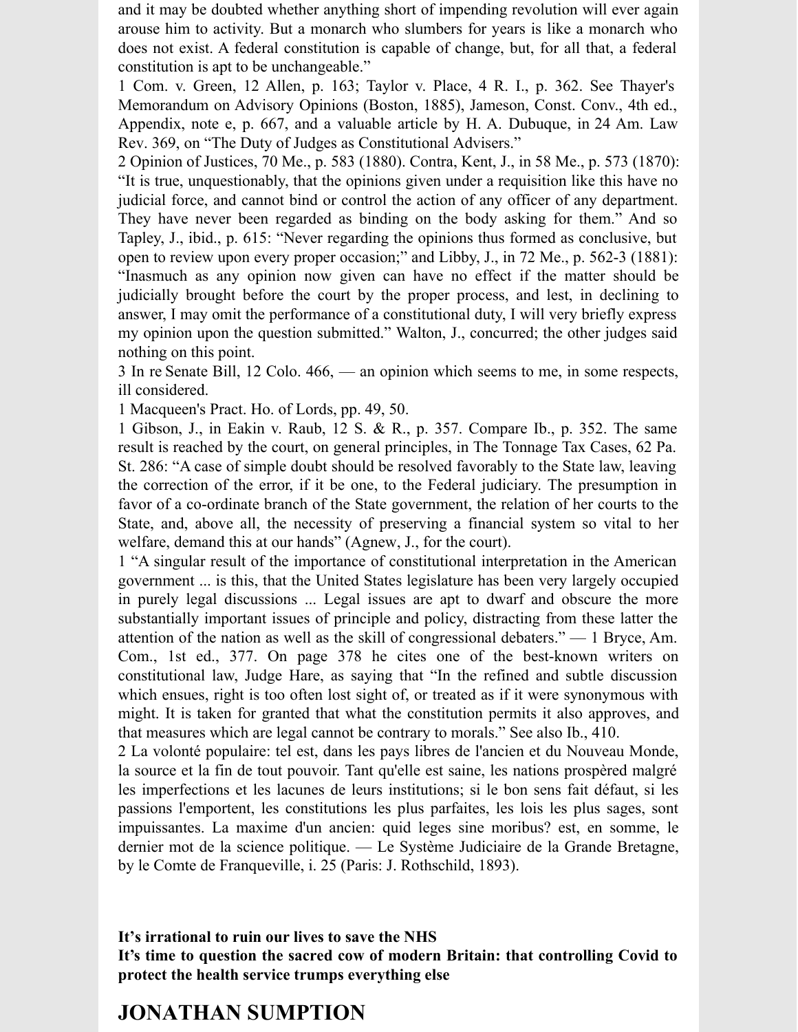and it may be doubted whether anything short of impending revolution will ever again arouse him to activity. But a monarch who slumbers for years is like a monarch who does not exist. A federal constitution is capable of change, but, for all that, a federal constitution is apt to be unchangeable."

1 Com. v. Green, 12 Allen, p. 163; Taylor v. Place, 4 R. I., p. 362. See Thayer's Memorandum on Advisory Opinions (Boston, 1885), Jameson, Const. Conv., 4th ed., Appendix, note e, p. 667, and a valuable article by H. A. Dubuque, in 24 Am. Law Rev. 369, on "The Duty of Judges as Constitutional Advisers."

2 Opinion of Justices, 70 Me., p. 583 (1880). Contra, Kent, J., in 58 Me., p. 573 (1870): "It is true, unquestionably, that the opinions given under a requisition like this have no judicial force, and cannot bind or control the action of any officer of any department. They have never been regarded as binding on the body asking for them." And so Tapley, J., ibid., p. 615: "Never regarding the opinions thus formed as conclusive, but open to review upon every proper occasion;" and Libby, J., in 72 Me., p. 562-3 (1881): "Inasmuch as any opinion now given can have no effect if the matter should be judicially brought before the court by the proper process, and lest, in declining to answer, I may omit the performance of a constitutional duty, I will very briefly express my opinion upon the question submitted." Walton, J., concurred; the other judges said nothing on this point.

3 In re Senate Bill, 12 Colo. 466, — an opinion which seems to me, in some respects, ill considered.

1 Macqueen's Pract. Ho. of Lords, pp. 49, 50.

1 Gibson, J., in Eakin v. Raub, 12 S. & R., p. 357. Compare Ib., p. 352. The same result is reached by the court, on general principles, in The Tonnage Tax Cases, 62 Pa. St. 286: "A case of simple doubt should be resolved favorably to the State law, leaving the correction of the error, if it be one, to the Federal judiciary. The presumption in favor of a co-ordinate branch of the State government, the relation of her courts to the State, and, above all, the necessity of preserving a financial system so vital to her welfare, demand this at our hands" (Agnew, J., for the court).

1 "A singular result of the importance of constitutional interpretation in the American government ... is this, that the United States legislature has been very largely occupied in purely legal discussions ... Legal issues are apt to dwarf and obscure the more substantially important issues of principle and policy, distracting from these latter the attention of the nation as well as the skill of congressional debaters." — 1 Bryce, Am. Com., 1st ed., 377. On page 378 he cites one of the best-known writers on constitutional law, Judge Hare, as saying that "In the refined and subtle discussion which ensues, right is too often lost sight of, or treated as if it were synonymous with might. It is taken for granted that what the constitution permits it also approves, and that measures which are legal cannot be contrary to morals." See also Ib., 410.

2 La volonté populaire: tel est, dans les pays libres de l'ancien et du Nouveau Monde, la source et la fin de tout pouvoir. Tant qu'elle est saine, les nations prospèred malgré les imperfections et les lacunes de leurs institutions; si le bon sens fait défaut, si les passions l'emportent, les constitutions les plus parfaites, les lois les plus sages, sont impuissantes. La maxime d'un ancien: quid leges sine moribus? est, en somme, le dernier mot de la science politique. — Le Système Judiciaire de la Grande Bretagne, by le Comte de Franqueville, i. 25 (Paris: J. Rothschild, 1893).

**It's irrational to ruin our lives to save the NHS**
**It's time to question the sacred cow of modern Britain: that controlling Covid to protect the health service trumps everything else**

# JONATHAN SUMPTION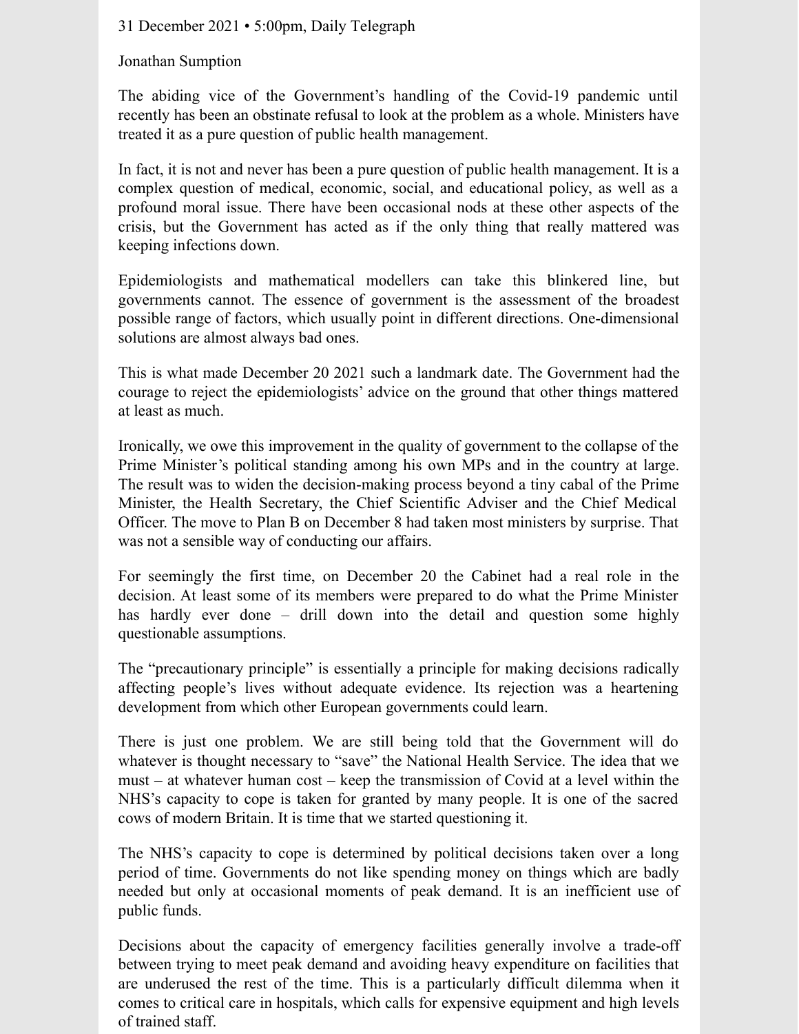31 December 2021 • 5:00pm, Daily Telegraph

Jonathan Sumption

The abiding vice of the Government's handling of the Covid-19 pandemic until recently has been an obstinate refusal to look at the problem as a whole. Ministers have treated it as a pure question of public health management.

In fact, it is not and never has been a pure question of public health management. It is a complex question of medical, economic, social, and educational policy, as well as a profound moral issue. There have been occasional nods at these other aspects of the crisis, but the Government has acted as if the only thing that really mattered was keeping infections down.

Epidemiologists and mathematical modellers can take this blinkered line, but governments cannot. The essence of government is the assessment of the broadest possible range of factors, which usually point in different directions. One-dimensional solutions are almost always bad ones.

This is what made December 20 2021 such a landmark date. The Government had the courage to reject the epidemiologists' advice on the ground that other things mattered at least as much.

Ironically, we owe this improvement in the quality of government to the collapse of the Prime Minister's political standing among his own MPs and in the country at large. The result was to widen the decision-making process beyond a tiny cabal of the Prime Minister, the Health Secretary, the Chief Scientific Adviser and the Chief Medical Officer. The move to Plan B on December 8 had taken most ministers by surprise. That was not a sensible way of conducting our affairs.

For seemingly the first time, on December 20 the Cabinet had a real role in the decision. At least some of its members were prepared to do what the Prime Minister has hardly ever done – drill down into the detail and question some highly questionable assumptions.

The "precautionary principle" is essentially a principle for making decisions radically affecting people's lives without adequate evidence. Its rejection was a heartening development from which other European governments could learn.

There is just one problem. We are still being told that the Government will do whatever is thought necessary to "save" the National Health Service. The idea that we must – at whatever human cost – keep the transmission of Covid at a level within the NHS's capacity to cope is taken for granted by many people. It is one of the sacred cows of modern Britain. It is time that we started questioning it.

The NHS's capacity to cope is determined by political decisions taken over a long period of time. Governments do not like spending money on things which are badly needed but only at occasional moments of peak demand. It is an inefficient use of public funds.

Decisions about the capacity of emergency facilities generally involve a trade-off between trying to meet peak demand and avoiding heavy expenditure on facilities that are underused the rest of the time. This is a particularly difficult dilemma when it comes to critical care in hospitals, which calls for expensive equipment and high levels of trained staff.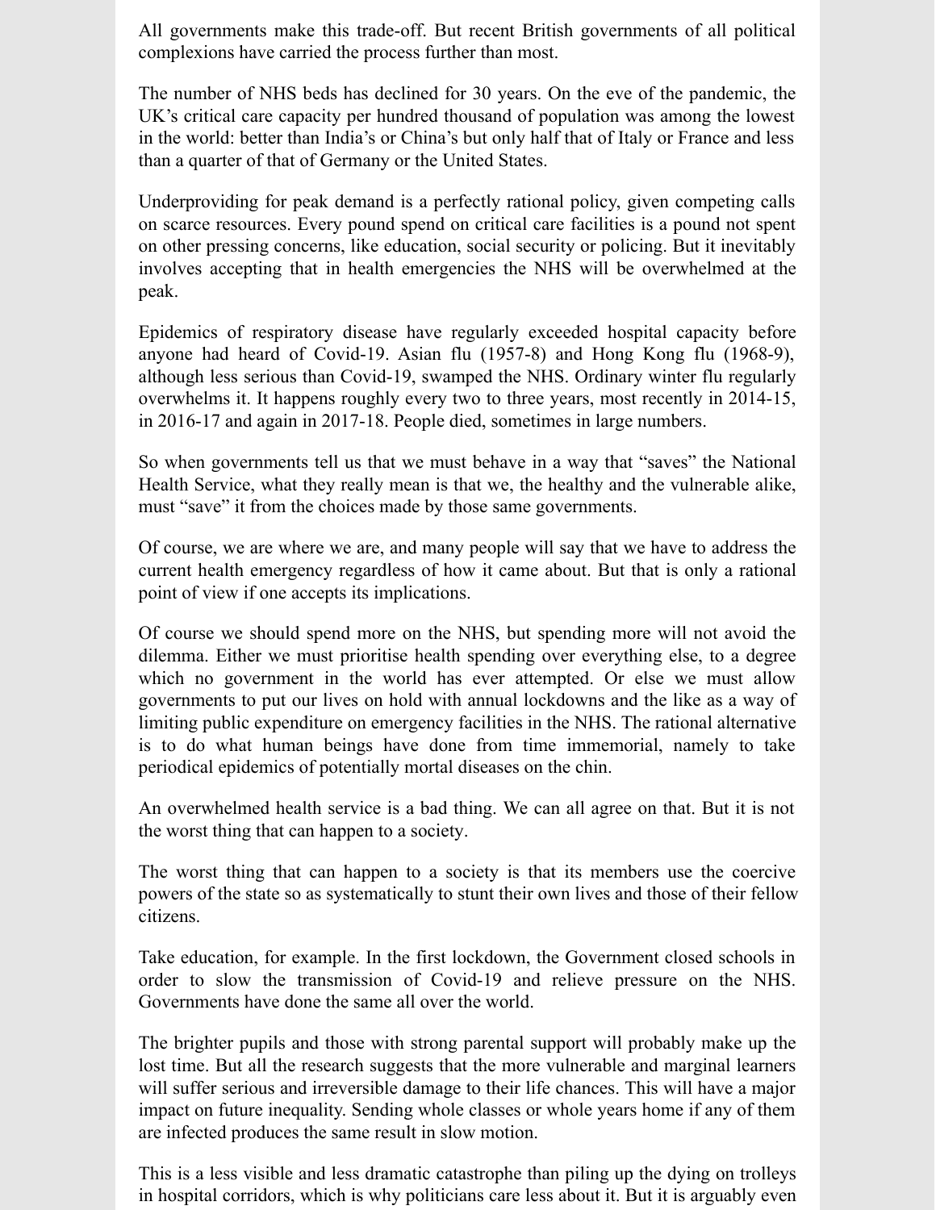All governments make this trade-off. But recent British governments of all political complexions have carried the process further than most.

The number of NHS beds has declined for 30 years. On the eve of the pandemic, the UK's critical care capacity per hundred thousand of population was among the lowest in the world: better than India's or China's but only half that of Italy or France and less than a quarter of that of Germany or the United States.

Underproviding for peak demand is a perfectly rational policy, given competing calls on scarce resources. Every pound spend on critical care facilities is a pound not spent on other pressing concerns, like education, social security or policing. But it inevitably involves accepting that in health emergencies the NHS will be overwhelmed at the peak.

Epidemics of respiratory disease have regularly exceeded hospital capacity before anyone had heard of Covid-19. Asian flu (1957-8) and Hong Kong flu (1968-9), although less serious than Covid-19, swamped the NHS. Ordinary winter flu regularly overwhelms it. It happens roughly every two to three years, most recently in 2014-15, in 2016-17 and again in 2017-18. People died, sometimes in large numbers.

So when governments tell us that we must behave in a way that "saves" the National Health Service, what they really mean is that we, the healthy and the vulnerable alike, must "save" it from the choices made by those same governments.

Of course, we are where we are, and many people will say that we have to address the current health emergency regardless of how it came about. But that is only a rational point of view if one accepts its implications.

Of course we should spend more on the NHS, but spending more will not avoid the dilemma. Either we must prioritise health spending over everything else, to a degree which no government in the world has ever attempted. Or else we must allow governments to put our lives on hold with annual lockdowns and the like as a way of limiting public expenditure on emergency facilities in the NHS. The rational alternative is to do what human beings have done from time immemorial, namely to take periodical epidemics of potentially mortal diseases on the chin.

An overwhelmed health service is a bad thing. We can all agree on that. But it is not the worst thing that can happen to a society.

The worst thing that can happen to a society is that its members use the coercive powers of the state so as systematically to stunt their own lives and those of their fellow citizens.

Take education, for example. In the first lockdown, the Government closed schools in order to slow the transmission of Covid-19 and relieve pressure on the NHS. Governments have done the same all over the world.

The brighter pupils and those with strong parental support will probably make up the lost time. But all the research suggests that the more vulnerable and marginal learners will suffer serious and irreversible damage to their life chances. This will have a major impact on future inequality. Sending whole classes or whole years home if any of them are infected produces the same result in slow motion.

This is a less visible and less dramatic catastrophe than piling up the dying on trolleys in hospital corridors, which is why politicians care less about it. But it is arguably even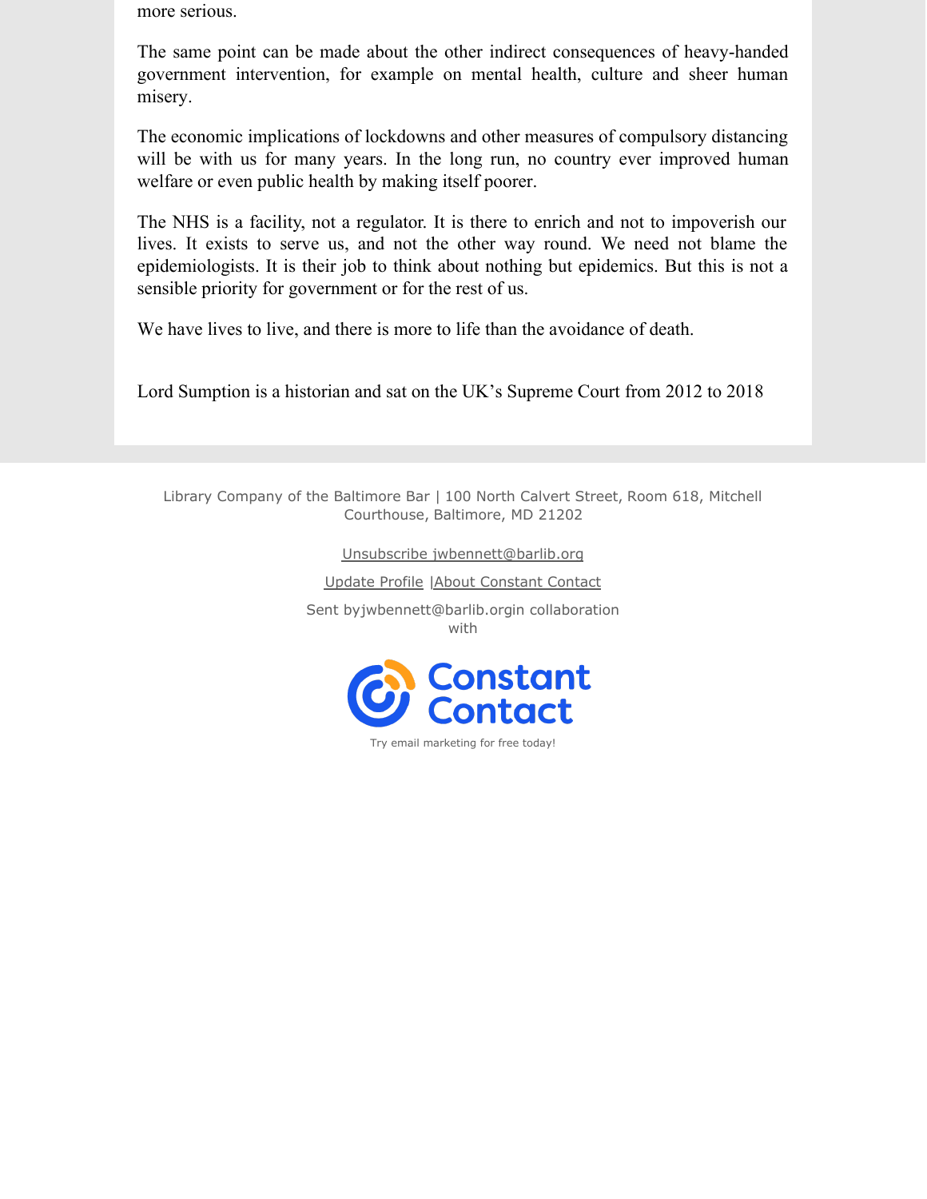more serious.

The same point can be made about the other indirect consequences of heavy-handed government intervention, for example on mental health, culture and sheer human misery.

The economic implications of lockdowns and other measures of compulsory distancing will be with us for many years. In the long run, no country ever improved human welfare or even public health by making itself poorer.

The NHS is a facility, not a regulator. It is there to enrich and not to impoverish our lives. It exists to serve us, and not the other way round. We need not blame the epidemiologists. It is their job to think about nothing but epidemics. But this is not a sensible priority for government or for the rest of us.

We have lives to live, and there is more to life than the avoidance of death.

Lord Sumption is a historian and sat on the UK's Supreme Court from 2012 to 2018

Library Company of the Baltimore Bar | 100 North Calvert Street, Room 618, Mitchell Courthouse, Baltimore, MD 21202

Unsubscribe jwbennett@barlib.org

Update Profile |About Constant Contact

Sent byjwbennett@barlib.orgin collaboration with

Constant Contact

Try email marketing for free today!